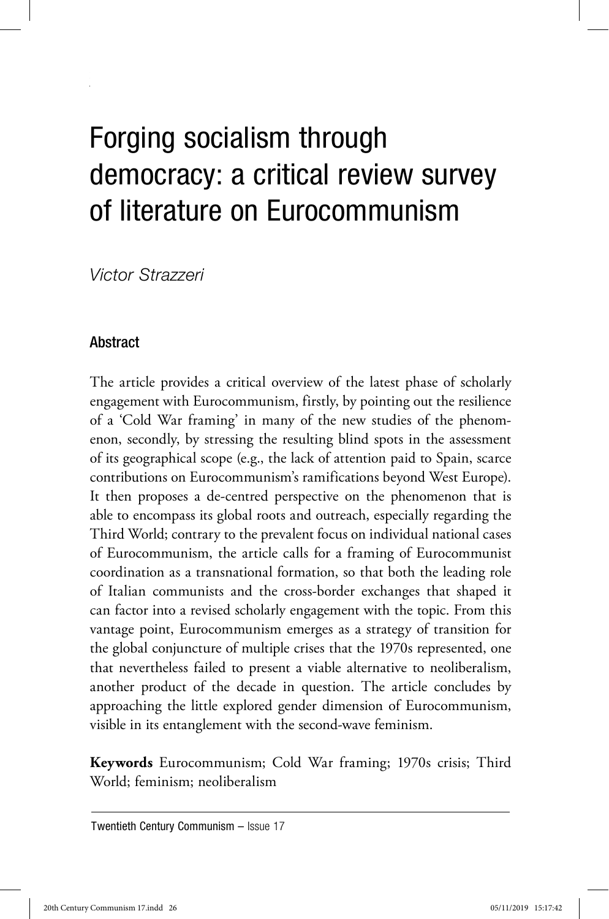# Forging socialism through democracy: a critical review survey of literature on Eurocommunism

*Victor Strazzeri*

## Abstract

The article provides a critical overview of the latest phase of scholarly engagement with Eurocommunism, firstly, by pointing out the resilience of a 'Cold War framing' in many of the new studies of the phenomenon, secondly, by stressing the resulting blind spots in the assessment of its geographical scope (e.g., the lack of attention paid to Spain, scarce contributions on Eurocommunism's ramifications beyond West Europe). It then proposes a de-centred perspective on the phenomenon that is able to encompass its global roots and outreach, especially regarding the Third World; contrary to the prevalent focus on individual national cases of Eurocommunism, the article calls for a framing of Eurocommunist coordination as a transnational formation, so that both the leading role of Italian communists and the cross-border exchanges that shaped it can factor into a revised scholarly engagement with the topic. From this vantage point, Eurocommunism emerges as a strategy of transition for the global conjuncture of multiple crises that the 1970s represented, one that nevertheless failed to present a viable alternative to neoliberalism, another product of the decade in question. The article concludes by approaching the little explored gender dimension of Eurocommunism, visible in its entanglement with the second-wave feminism.

**Keywords** Eurocommunism; Cold War framing; 1970s crisis; Third World; feminism; neoliberalism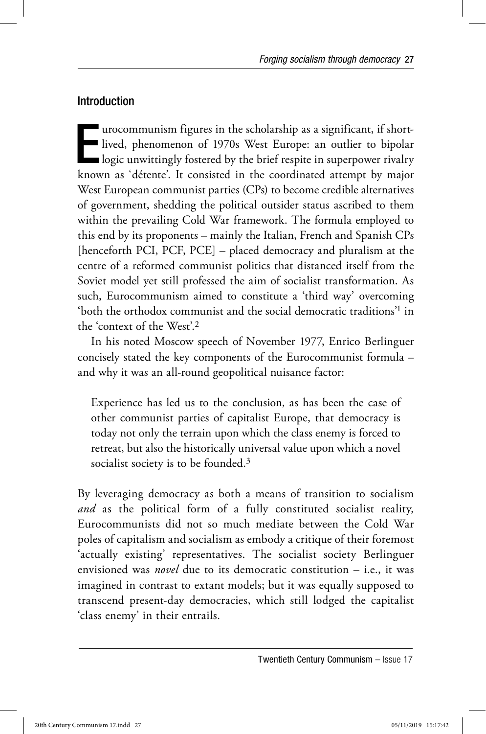## Introduction

Eurocommunism figures in the scholarship as a significant, if short-lived, phenomenon of 1970s West Europe: an outlier to bipolar logic unwittingly fostered by the brief respite in superpower rivalry known as 'détente'. It consisted in the coordinated attempt by major West European communist parties (CPs) to become credible alternatives of government, shedding the political outsider status ascribed to them within the prevailing Cold War framework. The formula employed to this end by its proponents – mainly the Italian, French and Spanish CPs [henceforth PCI, PCF, PCE] – placed democracy and pluralism at the centre of a reformed communist politics that distanced itself from the Soviet model yet still professed the aim of socialist transformation. As such, Eurocommunism aimed to constitute a 'third way' overcoming 'both the orthodox communist and the social democratic traditions'[1] in the 'context of the West'.[2]

In his noted Moscow speech of November 1977, Enrico Berlinguer concisely stated the key components of the Eurocommunist formula – and why it was an all-round geopolitical nuisance factor:

> Experience has led us to the conclusion, as has been the case of other communist parties of capitalist Europe, that democracy is today not only the terrain upon which the class enemy is forced to retreat, but also the historically universal value upon which a novel socialist society is to be founded.[3]

By leveraging democracy as both a means of transition to socialism *and* as the political form of a fully constituted socialist reality, Eurocommunists did not so much mediate between the Cold War poles of capitalism and socialism as embody a critique of their foremost 'actually existing' representatives. The socialist society Berlinguer envisioned was *novel* due to its democratic constitution – i.e., it was imagined in contrast to extant models; but it was equally supposed to transcend present-day democracies, which still lodged the capitalist 'class enemy' in their entrails.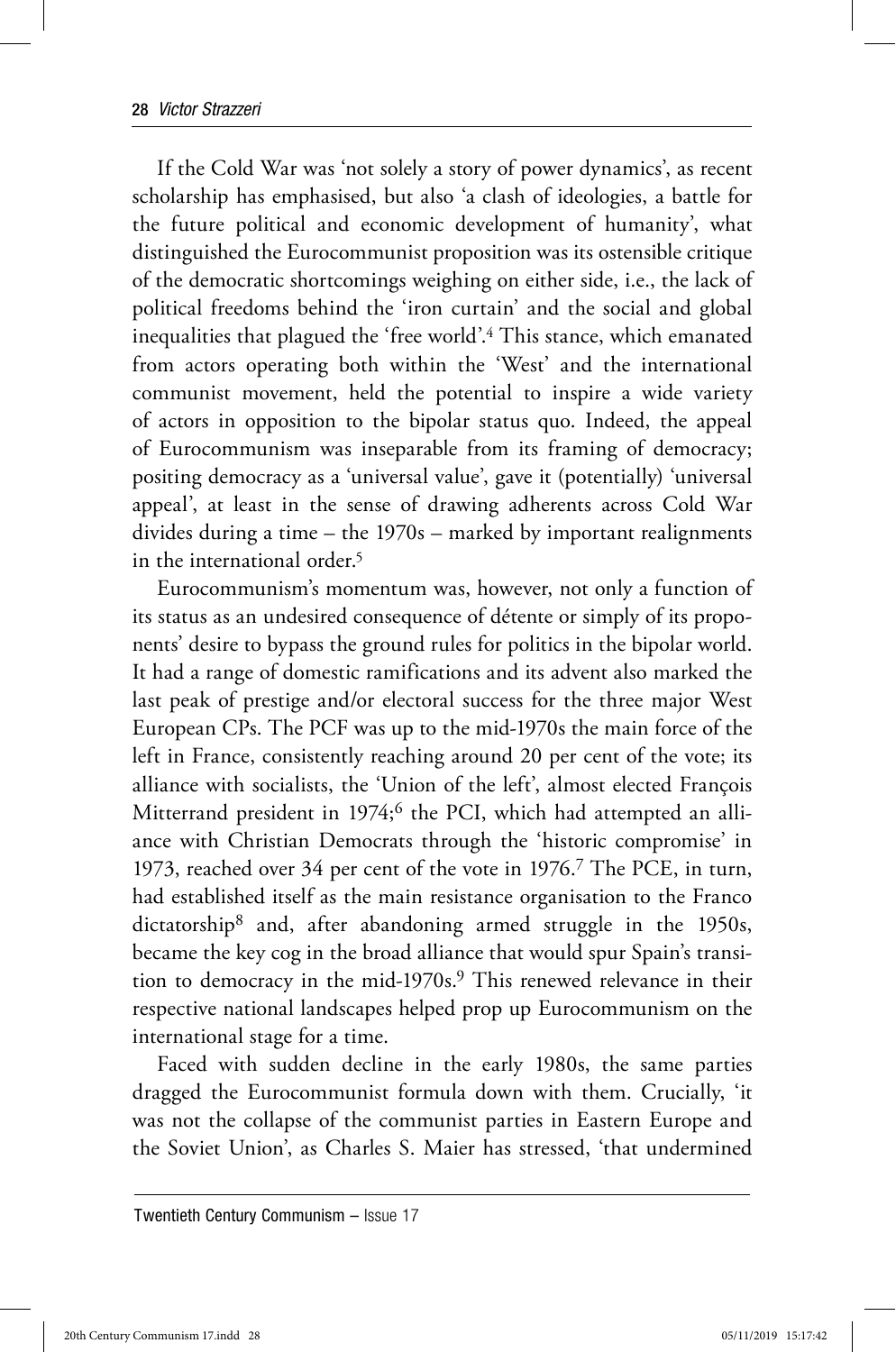If the Cold War was 'not solely a story of power dynamics', as recent scholarship has emphasised, but also 'a clash of ideologies, a battle for the future political and economic development of humanity', what distinguished the Eurocommunist proposition was its ostensible critique of the democratic shortcomings weighing on either side, i.e., the lack of political freedoms behind the 'iron curtain' and the social and global inequalities that plagued the 'free world'.[4] This stance, which emanated from actors operating both within the 'West' and the international communist movement, held the potential to inspire a wide variety of actors in opposition to the bipolar status quo. Indeed, the appeal of Eurocommunism was inseparable from its framing of democracy; positing democracy as a 'universal value', gave it (potentially) 'universal appeal', at least in the sense of drawing adherents across Cold War divides during a time – the 1970s – marked by important realignments in the international order.[5]

Eurocommunism's momentum was, however, not only a function of its status as an undesired consequence of détente or simply of its proponents' desire to bypass the ground rules for politics in the bipolar world. It had a range of domestic ramifications and its advent also marked the last peak of prestige and/or electoral success for the three major West European CPs. The PCF was up to the mid-1970s the main force of the left in France, consistently reaching around 20 per cent of the vote; its alliance with socialists, the 'Union of the left', almost elected François Mitterrand president in 1974;[6] the PCI, which had attempted an alliance with Christian Democrats through the 'historic compromise' in 1973, reached over 34 per cent of the vote in 1976.[7] The PCE, in turn, had established itself as the main resistance organisation to the Franco dictatorship[8] and, after abandoning armed struggle in the 1950s, became the key cog in the broad alliance that would spur Spain's transition to democracy in the mid-1970s.[9] This renewed relevance in their respective national landscapes helped prop up Eurocommunism on the international stage for a time.

Faced with sudden decline in the early 1980s, the same parties dragged the Eurocommunist formula down with them. Crucially, 'it was not the collapse of the communist parties in Eastern Europe and the Soviet Union', as Charles S. Maier has stressed, 'that undermined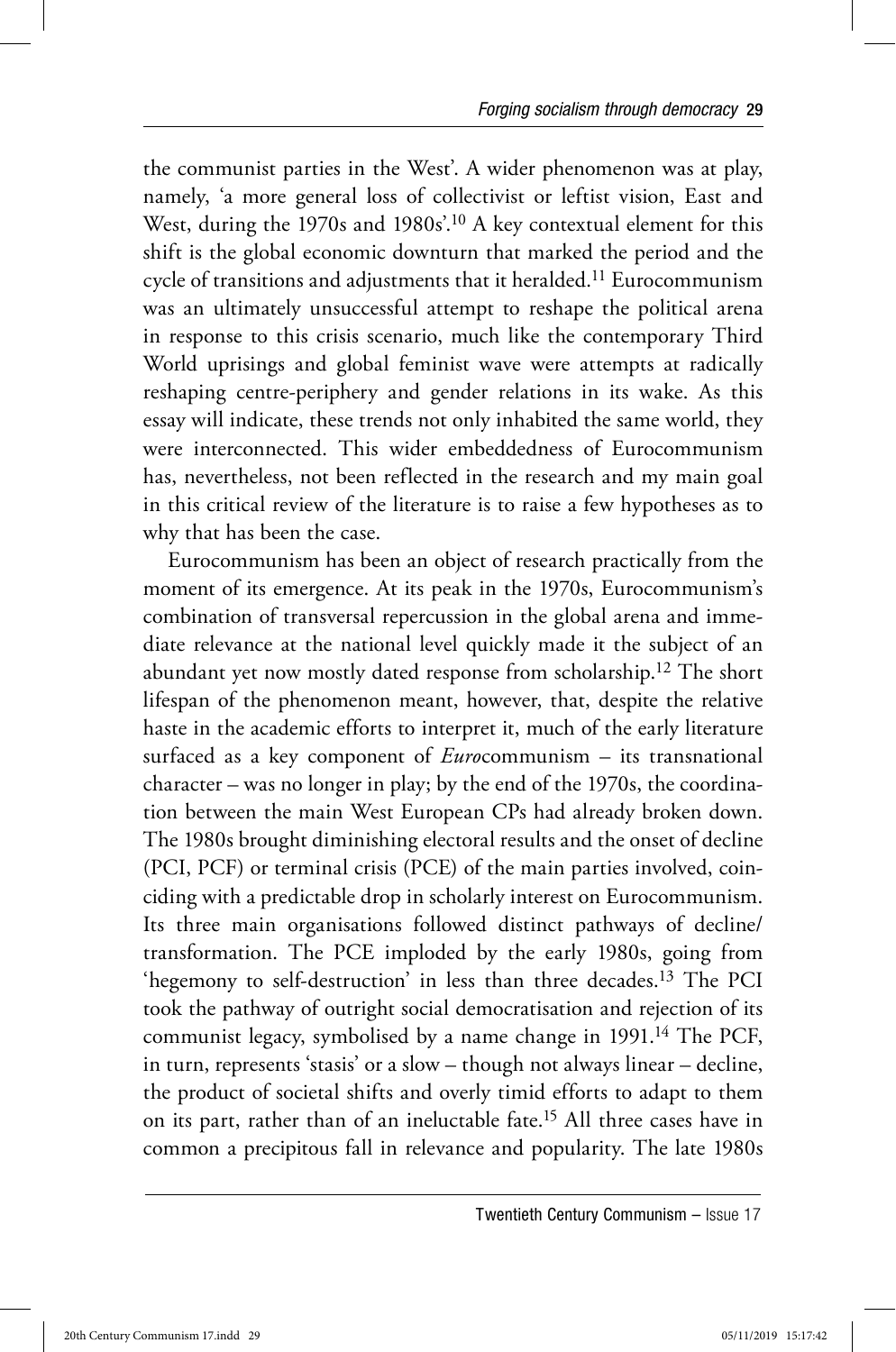the communist parties in the West'. A wider phenomenon was at play, namely, 'a more general loss of collectivist or leftist vision, East and West, during the 1970s and 1980s'.[10] A key contextual element for this shift is the global economic downturn that marked the period and the cycle of transitions and adjustments that it heralded.[11] Eurocommunism was an ultimately unsuccessful attempt to reshape the political arena in response to this crisis scenario, much like the contemporary Third World uprisings and global feminist wave were attempts at radically reshaping centre-periphery and gender relations in its wake. As this essay will indicate, these trends not only inhabited the same world, they were interconnected. This wider embeddedness of Eurocommunism has, nevertheless, not been reflected in the research and my main goal in this critical review of the literature is to raise a few hypotheses as to why that has been the case.

Eurocommunism has been an object of research practically from the moment of its emergence. At its peak in the 1970s, Eurocommunism's combination of transversal repercussion in the global arena and immediate relevance at the national level quickly made it the subject of an abundant yet now mostly dated response from scholarship.[12] The short lifespan of the phenomenon meant, however, that, despite the relative haste in the academic efforts to interpret it, much of the early literature surfaced as a key component of *Euro*communism – its transnational character – was no longer in play; by the end of the 1970s, the coordination between the main West European CPs had already broken down. The 1980s brought diminishing electoral results and the onset of decline (PCI, PCF) or terminal crisis (PCE) of the main parties involved, coinciding with a predictable drop in scholarly interest on Eurocommunism. Its three main organisations followed distinct pathways of decline/transformation. The PCE imploded by the early 1980s, going from 'hegemony to self-destruction' in less than three decades.[13] The PCI took the pathway of outright social democratisation and rejection of its communist legacy, symbolised by a name change in 1991.[14] The PCF, in turn, represents 'stasis' or a slow – though not always linear – decline, the product of societal shifts and overly timid efforts to adapt to them on its part, rather than of an ineluctable fate.[15] All three cases have in common a precipitous fall in relevance and popularity. The late 1980s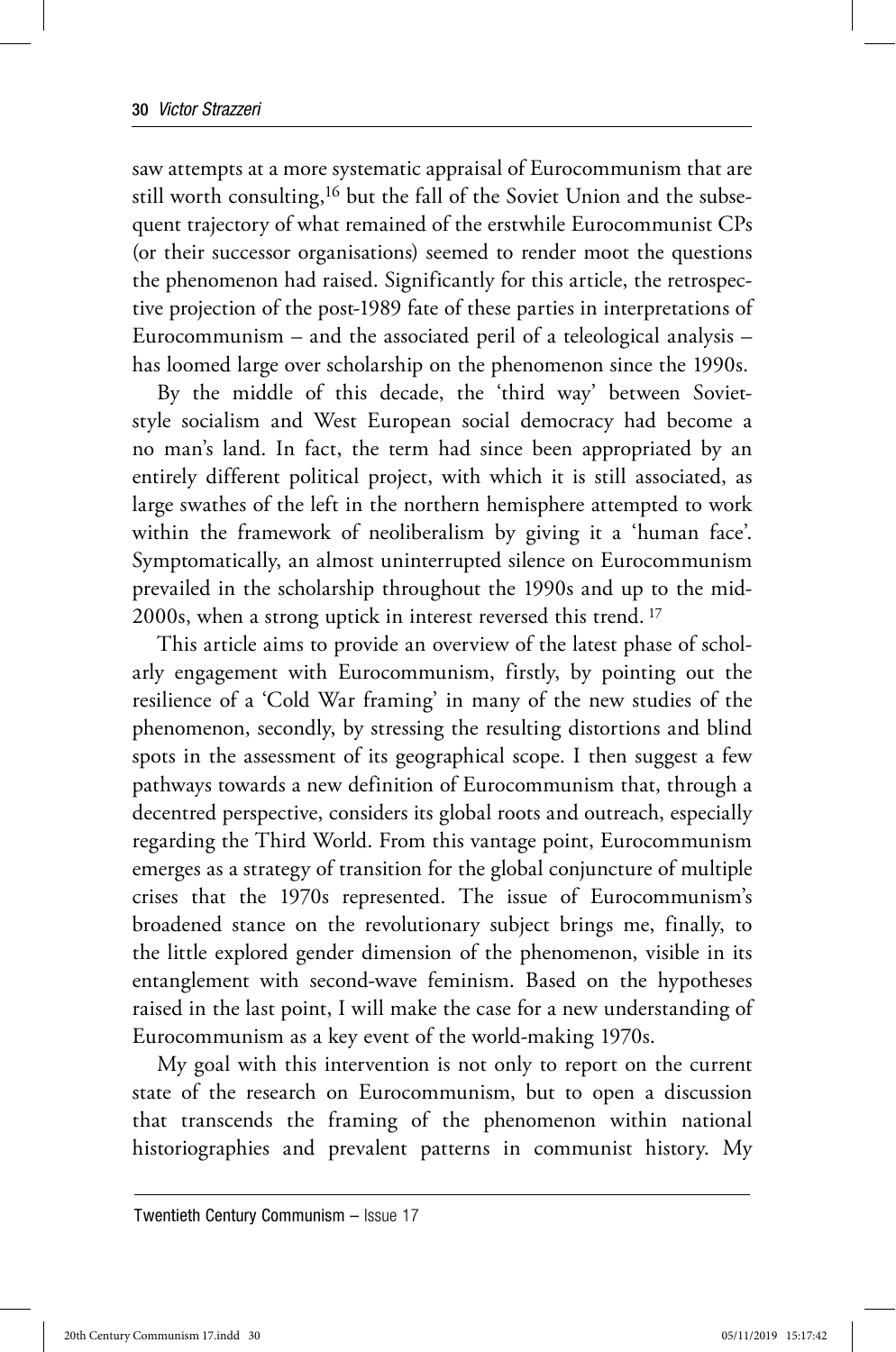saw attempts at a more systematic appraisal of Eurocommunism that are still worth consulting,[16] but the fall of the Soviet Union and the subsequent trajectory of what remained of the erstwhile Eurocommunist CPs (or their successor organisations) seemed to render moot the questions the phenomenon had raised. Significantly for this article, the retrospective projection of the post-1989 fate of these parties in interpretations of Eurocommunism – and the associated peril of a teleological analysis – has loomed large over scholarship on the phenomenon since the 1990s.

By the middle of this decade, the 'third way' between Soviet-style socialism and West European social democracy had become a no man's land. In fact, the term had since been appropriated by an entirely different political project, with which it is still associated, as large swathes of the left in the northern hemisphere attempted to work within the framework of neoliberalism by giving it a 'human face'. Symptomatically, an almost uninterrupted silence on Eurocommunism prevailed in the scholarship throughout the 1990s and up to the mid-2000s, when a strong uptick in interest reversed this trend. [17]

This article aims to provide an overview of the latest phase of scholarly engagement with Eurocommunism, firstly, by pointing out the resilience of a 'Cold War framing' in many of the new studies of the phenomenon, secondly, by stressing the resulting distortions and blind spots in the assessment of its geographical scope. I then suggest a few pathways towards a new definition of Eurocommunism that, through a decentred perspective, considers its global roots and outreach, especially regarding the Third World. From this vantage point, Eurocommunism emerges as a strategy of transition for the global conjuncture of multiple crises that the 1970s represented. The issue of Eurocommunism's broadened stance on the revolutionary subject brings me, finally, to the little explored gender dimension of the phenomenon, visible in its entanglement with second-wave feminism. Based on the hypotheses raised in the last point, I will make the case for a new understanding of Eurocommunism as a key event of the world-making 1970s.

My goal with this intervention is not only to report on the current state of the research on Eurocommunism, but to open a discussion that transcends the framing of the phenomenon within national historiographies and prevalent patterns in communist history. My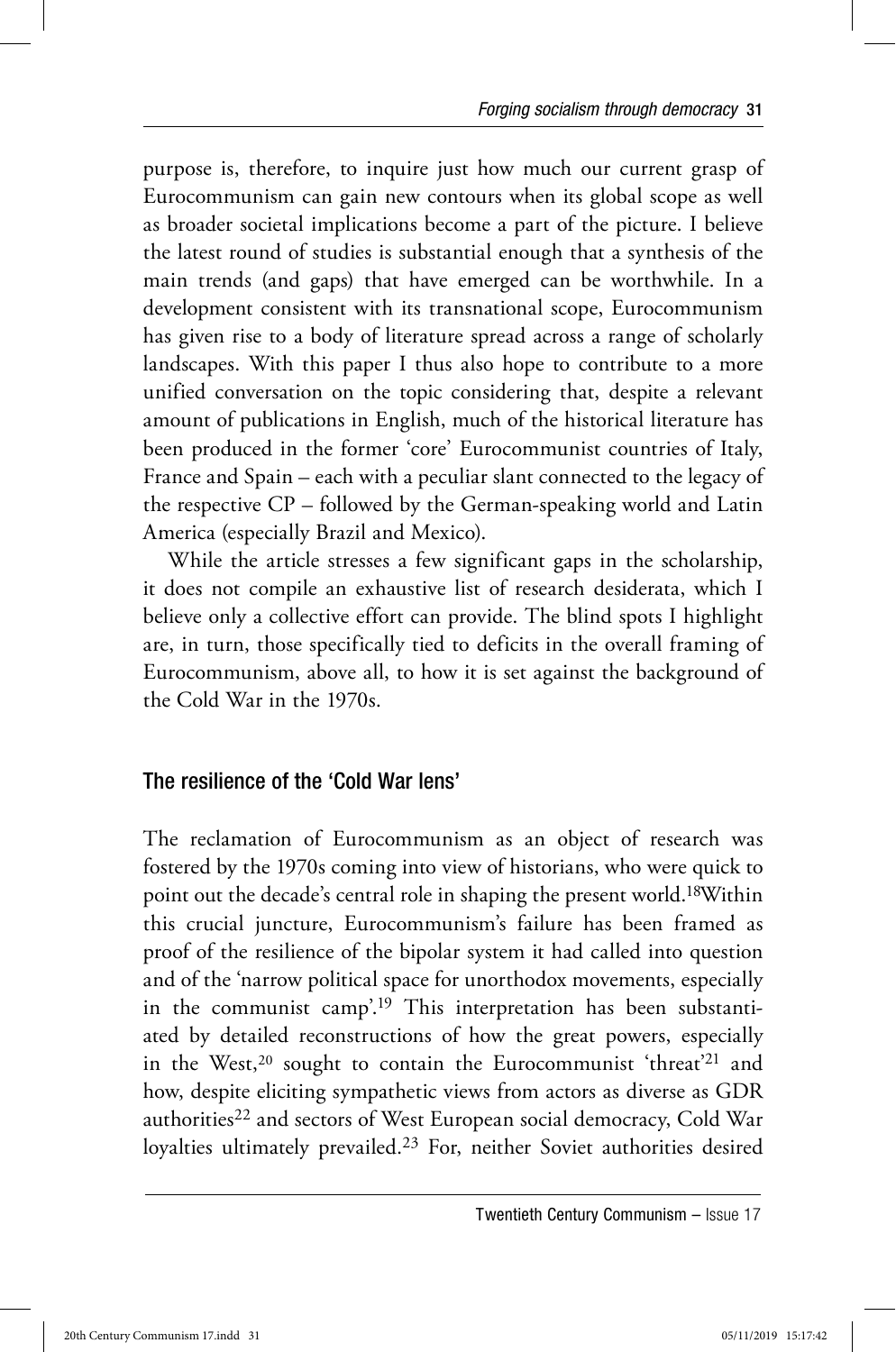purpose is, therefore, to inquire just how much our current grasp of Eurocommunism can gain new contours when its global scope as well as broader societal implications become a part of the picture. I believe the latest round of studies is substantial enough that a synthesis of the main trends (and gaps) that have emerged can be worthwhile. In a development consistent with its transnational scope, Eurocommunism has given rise to a body of literature spread across a range of scholarly landscapes. With this paper I thus also hope to contribute to a more unified conversation on the topic considering that, despite a relevant amount of publications in English, much of the historical literature has been produced in the former 'core' Eurocommunist countries of Italy, France and Spain – each with a peculiar slant connected to the legacy of the respective CP – followed by the German-speaking world and Latin America (especially Brazil and Mexico).

While the article stresses a few significant gaps in the scholarship, it does not compile an exhaustive list of research desiderata, which I believe only a collective effort can provide. The blind spots I highlight are, in turn, those specifically tied to deficits in the overall framing of Eurocommunism, above all, to how it is set against the background of the Cold War in the 1970s.

## The resilience of the 'Cold War lens'

The reclamation of Eurocommunism as an object of research was fostered by the 1970s coming into view of historians, who were quick to point out the decade's central role in shaping the present world.[18]Within this crucial juncture, Eurocommunism's failure has been framed as proof of the resilience of the bipolar system it had called into question and of the 'narrow political space for unorthodox movements, especially in the communist camp'.[19] This interpretation has been substantiated by detailed reconstructions of how the great powers, especially in the West,[20] sought to contain the Eurocommunist 'threat'[21] and how, despite eliciting sympathetic views from actors as diverse as GDR authorities[22] and sectors of West European social democracy, Cold War loyalties ultimately prevailed.[23] For, neither Soviet authorities desired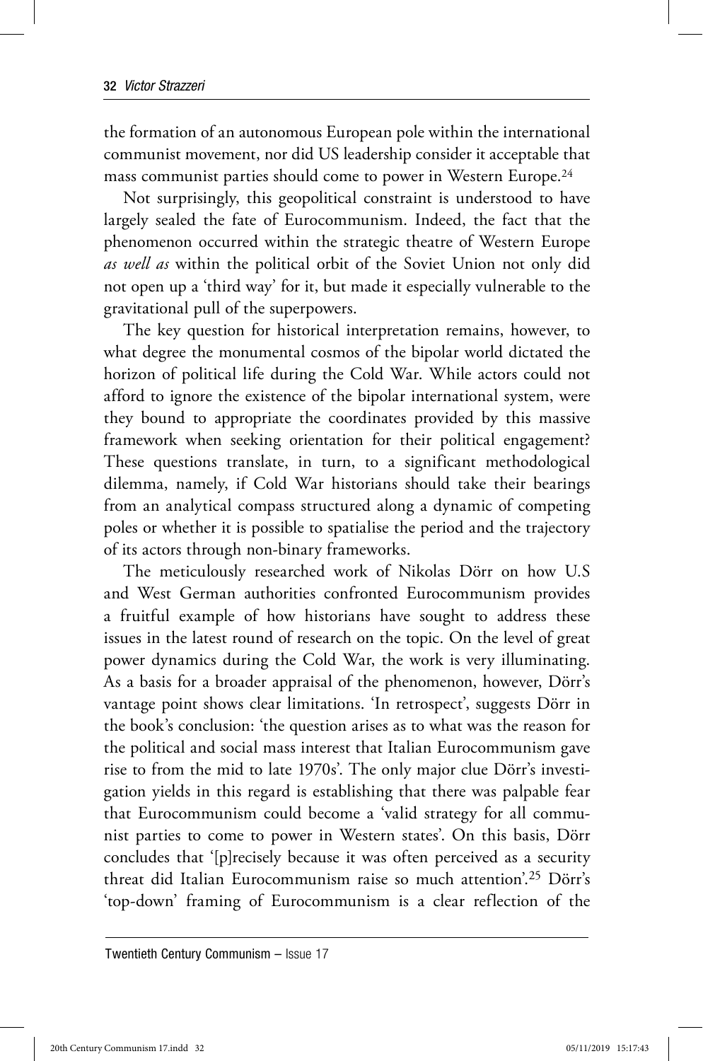the formation of an autonomous European pole within the international communist movement, nor did US leadership consider it acceptable that mass communist parties should come to power in Western Europe.[24]

Not surprisingly, this geopolitical constraint is understood to have largely sealed the fate of Eurocommunism. Indeed, the fact that the phenomenon occurred within the strategic theatre of Western Europe *as well as* within the political orbit of the Soviet Union not only did not open up a 'third way' for it, but made it especially vulnerable to the gravitational pull of the superpowers.

The key question for historical interpretation remains, however, to what degree the monumental cosmos of the bipolar world dictated the horizon of political life during the Cold War. While actors could not afford to ignore the existence of the bipolar international system, were they bound to appropriate the coordinates provided by this massive framework when seeking orientation for their political engagement? These questions translate, in turn, to a significant methodological dilemma, namely, if Cold War historians should take their bearings from an analytical compass structured along a dynamic of competing poles or whether it is possible to spatialise the period and the trajectory of its actors through non-binary frameworks.

The meticulously researched work of Nikolas Dörr on how U.S and West German authorities confronted Eurocommunism provides a fruitful example of how historians have sought to address these issues in the latest round of research on the topic. On the level of great power dynamics during the Cold War, the work is very illuminating. As a basis for a broader appraisal of the phenomenon, however, Dörr's vantage point shows clear limitations. 'In retrospect', suggests Dörr in the book's conclusion: 'the question arises as to what was the reason for the political and social mass interest that Italian Eurocommunism gave rise to from the mid to late 1970s'. The only major clue Dörr's investigation yields in this regard is establishing that there was palpable fear that Eurocommunism could become a 'valid strategy for all communist parties to come to power in Western states'. On this basis, Dörr concludes that '[p]recisely because it was often perceived as a security threat did Italian Eurocommunism raise so much attention'.[25] Dörr's 'top-down' framing of Eurocommunism is a clear reflection of the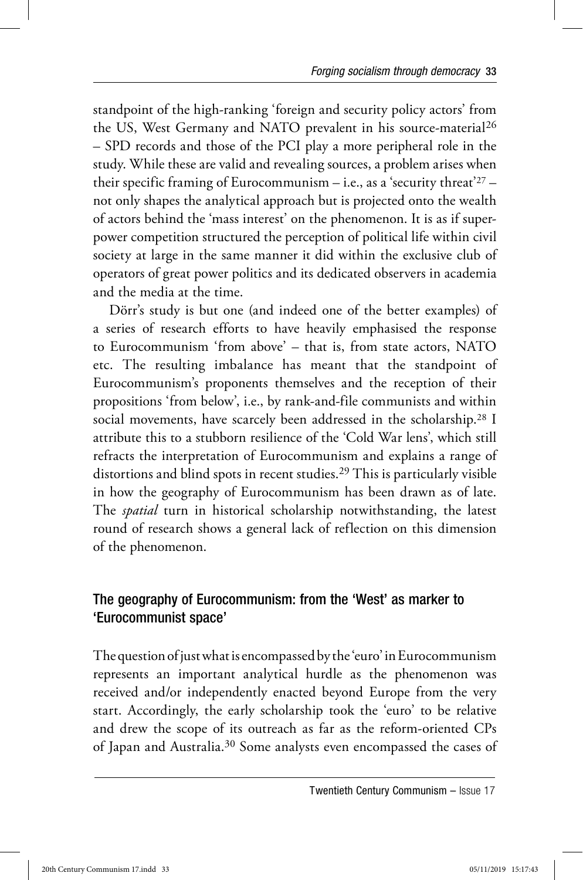standpoint of the high-ranking 'foreign and security policy actors' from the US, West Germany and NATO prevalent in his source-material[26] – SPD records and those of the PCI play a more peripheral role in the study. While these are valid and revealing sources, a problem arises when their specific framing of Eurocommunism – i.e., as a 'security threat'[27] – not only shapes the analytical approach but is projected onto the wealth of actors behind the 'mass interest' on the phenomenon. It is as if superpower competition structured the perception of political life within civil society at large in the same manner it did within the exclusive club of operators of great power politics and its dedicated observers in academia and the media at the time.

Dörr's study is but one (and indeed one of the better examples) of a series of research efforts to have heavily emphasised the response to Eurocommunism 'from above' – that is, from state actors, NATO etc. The resulting imbalance has meant that the standpoint of Eurocommunism's proponents themselves and the reception of their propositions 'from below', i.e., by rank-and-file communists and within social movements, have scarcely been addressed in the scholarship.[28] I attribute this to a stubborn resilience of the 'Cold War lens', which still refracts the interpretation of Eurocommunism and explains a range of distortions and blind spots in recent studies.[29] This is particularly visible in how the geography of Eurocommunism has been drawn as of late. The *spatial* turn in historical scholarship notwithstanding, the latest round of research shows a general lack of reflection on this dimension of the phenomenon.

## The geography of Eurocommunism: from the 'West' as marker to 'Eurocommunist space'

The question of just what is encompassed by the 'euro' in Eurocommunism represents an important analytical hurdle as the phenomenon was received and/or independently enacted beyond Europe from the very start. Accordingly, the early scholarship took the 'euro' to be relative and drew the scope of its outreach as far as the reform-oriented CPs of Japan and Australia.[30] Some analysts even encompassed the cases of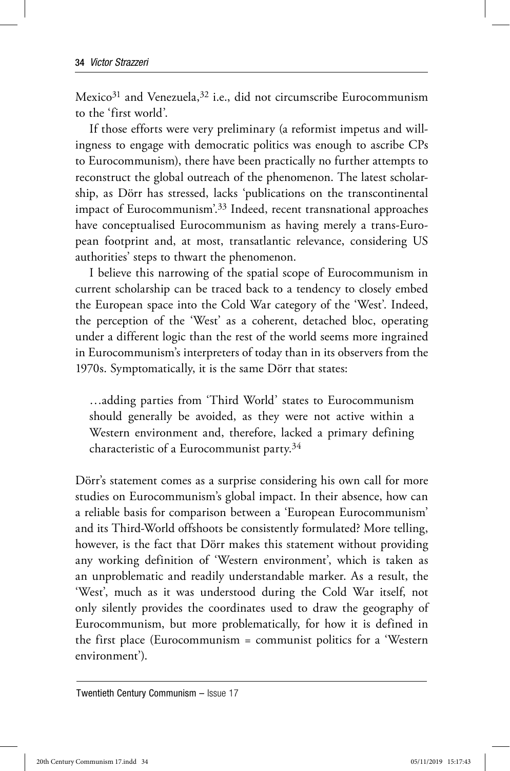Mexico[31] and Venezuela,[32] i.e., did not circumscribe Eurocommunism to the 'first world'.

If those efforts were very preliminary (a reformist impetus and willingness to engage with democratic politics was enough to ascribe CPs to Eurocommunism), there have been practically no further attempts to reconstruct the global outreach of the phenomenon. The latest scholarship, as Dörr has stressed, lacks 'publications on the transcontinental impact of Eurocommunism'.[33] Indeed, recent transnational approaches have conceptualised Eurocommunism as having merely a trans-European footprint and, at most, transatlantic relevance, considering US authorities' steps to thwart the phenomenon.

I believe this narrowing of the spatial scope of Eurocommunism in current scholarship can be traced back to a tendency to closely embed the European space into the Cold War category of the 'West'. Indeed, the perception of the 'West' as a coherent, detached bloc, operating under a different logic than the rest of the world seems more ingrained in Eurocommunism's interpreters of today than in its observers from the 1970s. Symptomatically, it is the same Dörr that states:

> …adding parties from 'Third World' states to Eurocommunism should generally be avoided, as they were not active within a Western environment and, therefore, lacked a primary defining characteristic of a Eurocommunist party.[34]

Dörr's statement comes as a surprise considering his own call for more studies on Eurocommunism's global impact. In their absence, how can a reliable basis for comparison between a 'European Eurocommunism' and its Third-World offshoots be consistently formulated? More telling, however, is the fact that Dörr makes this statement without providing any working definition of 'Western environment', which is taken as an unproblematic and readily understandable marker. As a result, the 'West', much as it was understood during the Cold War itself, not only silently provides the coordinates used to draw the geography of Eurocommunism, but more problematically, for how it is defined in the first place (Eurocommunism = communist politics for a 'Western environment').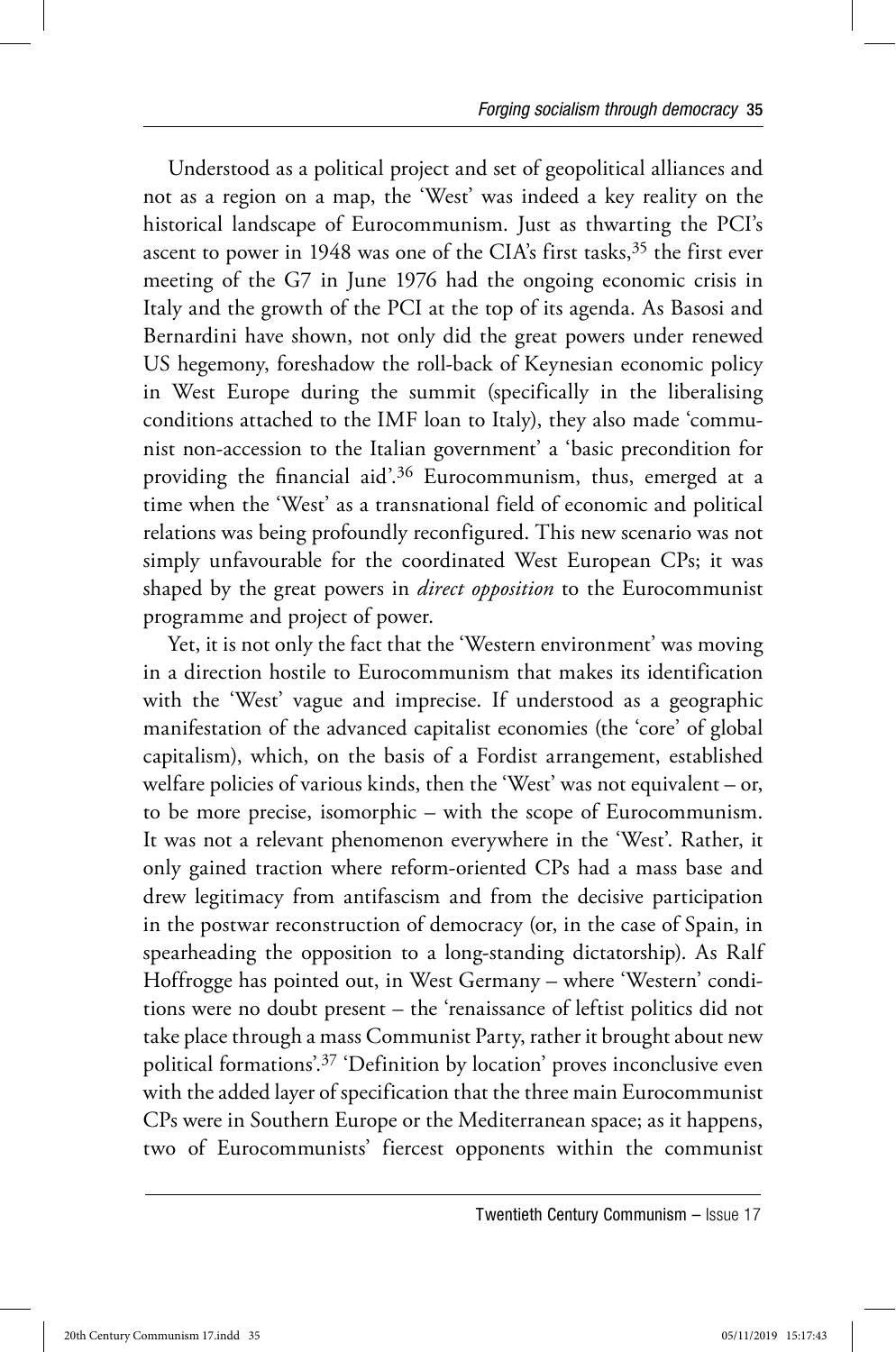Understood as a political project and set of geopolitical alliances and not as a region on a map, the 'West' was indeed a key reality on the historical landscape of Eurocommunism. Just as thwarting the PCI's ascent to power in 1948 was one of the CIA's first tasks,[35] the first ever meeting of the G7 in June 1976 had the ongoing economic crisis in Italy and the growth of the PCI at the top of its agenda. As Basosi and Bernardini have shown, not only did the great powers under renewed US hegemony, foreshadow the roll-back of Keynesian economic policy in West Europe during the summit (specifically in the liberalising conditions attached to the IMF loan to Italy), they also made 'communist non-accession to the Italian government' a 'basic precondition for providing the financial aid'.[36] Eurocommunism, thus, emerged at a time when the 'West' as a transnational field of economic and political relations was being profoundly reconfigured. This new scenario was not simply unfavourable for the coordinated West European CPs; it was shaped by the great powers in *direct opposition* to the Eurocommunist programme and project of power.

Yet, it is not only the fact that the 'Western environment' was moving in a direction hostile to Eurocommunism that makes its identification with the 'West' vague and imprecise. If understood as a geographic manifestation of the advanced capitalist economies (the 'core' of global capitalism), which, on the basis of a Fordist arrangement, established welfare policies of various kinds, then the 'West' was not equivalent – or, to be more precise, isomorphic – with the scope of Eurocommunism. It was not a relevant phenomenon everywhere in the 'West'. Rather, it only gained traction where reform-oriented CPs had a mass base and drew legitimacy from antifascism and from the decisive participation in the postwar reconstruction of democracy (or, in the case of Spain, in spearheading the opposition to a long-standing dictatorship). As Ralf Hoffrogge has pointed out, in West Germany – where 'Western' conditions were no doubt present – the 'renaissance of leftist politics did not take place through a mass Communist Party, rather it brought about new political formations'.[37] 'Definition by location' proves inconclusive even with the added layer of specification that the three main Eurocommunist CPs were in Southern Europe or the Mediterranean space; as it happens, two of Eurocommunists' fiercest opponents within the communist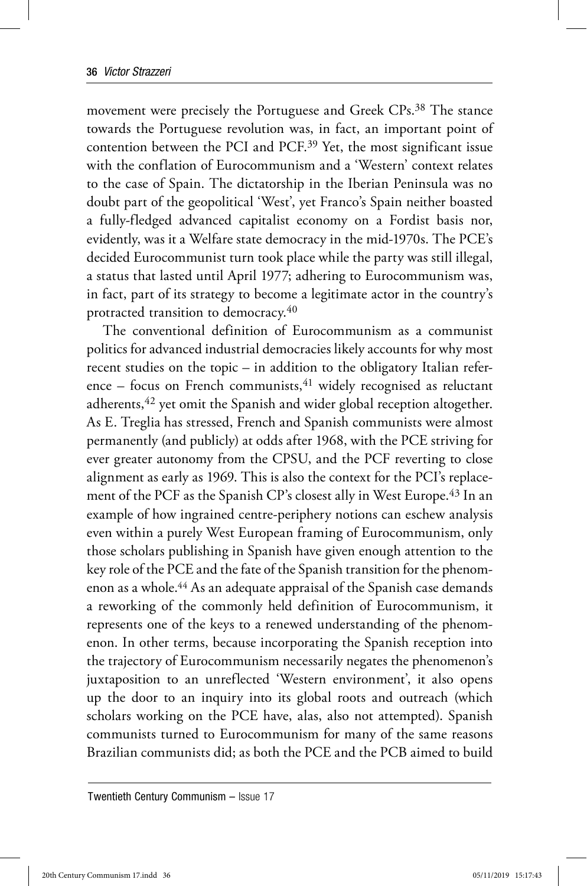movement were precisely the Portuguese and Greek CPs.[38] The stance towards the Portuguese revolution was, in fact, an important point of contention between the PCI and PCF.[39] Yet, the most significant issue with the conflation of Eurocommunism and a 'Western' context relates to the case of Spain. The dictatorship in the Iberian Peninsula was no doubt part of the geopolitical 'West', yet Franco's Spain neither boasted a fully-fledged advanced capitalist economy on a Fordist basis nor, evidently, was it a Welfare state democracy in the mid-1970s. The PCE's decided Eurocommunist turn took place while the party was still illegal, a status that lasted until April 1977; adhering to Eurocommunism was, in fact, part of its strategy to become a legitimate actor in the country's protracted transition to democracy.[40]

The conventional definition of Eurocommunism as a communist politics for advanced industrial democracies likely accounts for why most recent studies on the topic – in addition to the obligatory Italian reference – focus on French communists,[41] widely recognised as reluctant adherents,[42] yet omit the Spanish and wider global reception altogether. As E. Treglia has stressed, French and Spanish communists were almost permanently (and publicly) at odds after 1968, with the PCE striving for ever greater autonomy from the CPSU, and the PCF reverting to close alignment as early as 1969. This is also the context for the PCI's replacement of the PCF as the Spanish CP's closest ally in West Europe.[43] In an example of how ingrained centre-periphery notions can eschew analysis even within a purely West European framing of Eurocommunism, only those scholars publishing in Spanish have given enough attention to the key role of the PCE and the fate of the Spanish transition for the phenomenon as a whole.[44] As an adequate appraisal of the Spanish case demands a reworking of the commonly held definition of Eurocommunism, it represents one of the keys to a renewed understanding of the phenomenon. In other terms, because incorporating the Spanish reception into the trajectory of Eurocommunism necessarily negates the phenomenon's juxtaposition to an unreflected 'Western environment', it also opens up the door to an inquiry into its global roots and outreach (which scholars working on the PCE have, alas, also not attempted). Spanish communists turned to Eurocommunism for many of the same reasons Brazilian communists did; as both the PCE and the PCB aimed to build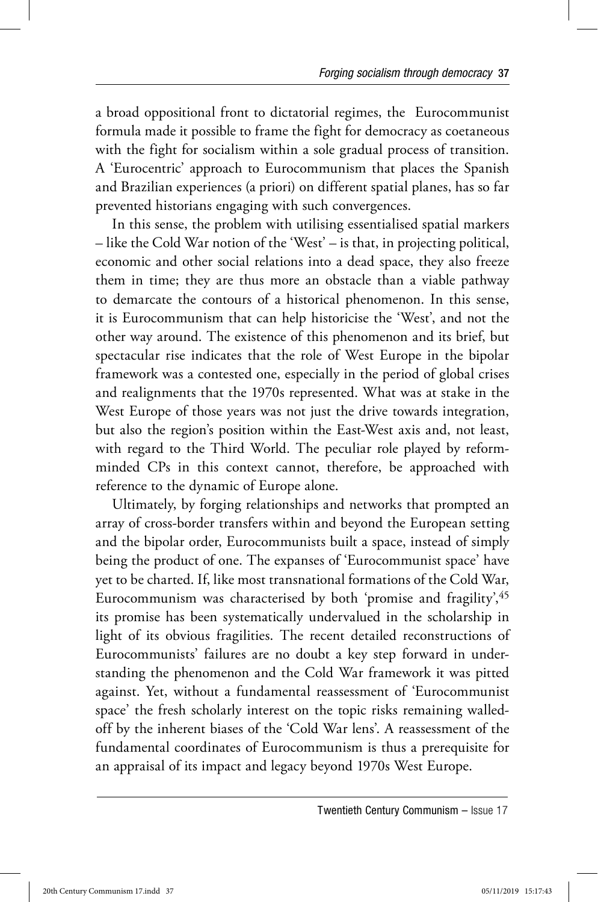a broad oppositional front to dictatorial regimes, the Eurocommunist formula made it possible to frame the fight for democracy as coetaneous with the fight for socialism within a sole gradual process of transition. A 'Eurocentric' approach to Eurocommunism that places the Spanish and Brazilian experiences (a priori) on different spatial planes, has so far prevented historians engaging with such convergences.

In this sense, the problem with utilising essentialised spatial markers – like the Cold War notion of the 'West' – is that, in projecting political, economic and other social relations into a dead space, they also freeze them in time; they are thus more an obstacle than a viable pathway to demarcate the contours of a historical phenomenon. In this sense, it is Eurocommunism that can help historicise the 'West', and not the other way around. The existence of this phenomenon and its brief, but spectacular rise indicates that the role of West Europe in the bipolar framework was a contested one, especially in the period of global crises and realignments that the 1970s represented. What was at stake in the West Europe of those years was not just the drive towards integration, but also the region's position within the East-West axis and, not least, with regard to the Third World. The peculiar role played by reform-minded CPs in this context cannot, therefore, be approached with reference to the dynamic of Europe alone.

Ultimately, by forging relationships and networks that prompted an array of cross-border transfers within and beyond the European setting and the bipolar order, Eurocommunists built a space, instead of simply being the product of one. The expanses of 'Eurocommunist space' have yet to be charted. If, like most transnational formations of the Cold War, Eurocommunism was characterised by both 'promise and fragility',[45] its promise has been systematically undervalued in the scholarship in light of its obvious fragilities. The recent detailed reconstructions of Eurocommunists' failures are no doubt a key step forward in understanding the phenomenon and the Cold War framework it was pitted against. Yet, without a fundamental reassessment of 'Eurocommunist space' the fresh scholarly interest on the topic risks remaining walled-off by the inherent biases of the 'Cold War lens'. A reassessment of the fundamental coordinates of Eurocommunism is thus a prerequisite for an appraisal of its impact and legacy beyond 1970s West Europe.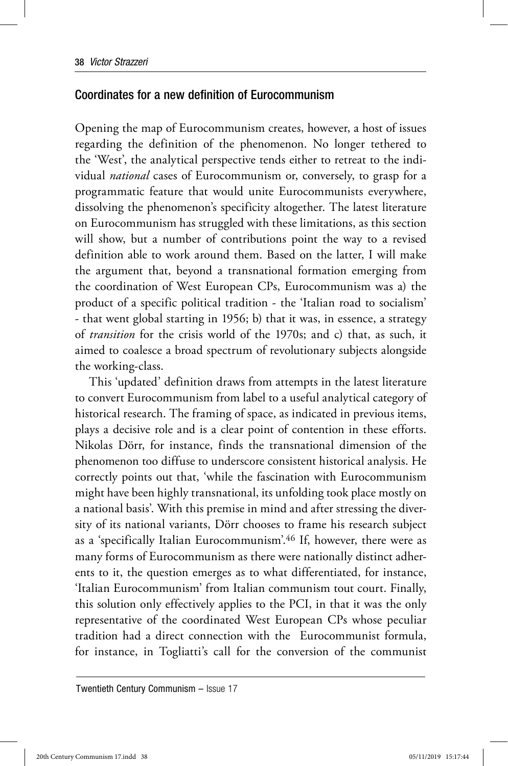## Coordinates for a new definition of Eurocommunism

Opening the map of Eurocommunism creates, however, a host of issues regarding the definition of the phenomenon. No longer tethered to the 'West', the analytical perspective tends either to retreat to the individual *national* cases of Eurocommunism or, conversely, to grasp for a programmatic feature that would unite Eurocommunists everywhere, dissolving the phenomenon's specificity altogether. The latest literature on Eurocommunism has struggled with these limitations, as this section will show, but a number of contributions point the way to a revised definition able to work around them. Based on the latter, I will make the argument that, beyond a transnational formation emerging from the coordination of West European CPs, Eurocommunism was a) the product of a specific political tradition - the 'Italian road to socialism' - that went global starting in 1956; b) that it was, in essence, a strategy of *transition* for the crisis world of the 1970s; and c) that, as such, it aimed to coalesce a broad spectrum of revolutionary subjects alongside the working-class.

This 'updated' definition draws from attempts in the latest literature to convert Eurocommunism from label to a useful analytical category of historical research. The framing of space, as indicated in previous items, plays a decisive role and is a clear point of contention in these efforts. Nikolas Dörr, for instance, finds the transnational dimension of the phenomenon too diffuse to underscore consistent historical analysis. He correctly points out that, 'while the fascination with Eurocommunism might have been highly transnational, its unfolding took place mostly on a national basis'. With this premise in mind and after stressing the diversity of its national variants, Dörr chooses to frame his research subject as a 'specifically Italian Eurocommunism'.[46] If, however, there were as many forms of Eurocommunism as there were nationally distinct adherents to it, the question emerges as to what differentiated, for instance, 'Italian Eurocommunism' from Italian communism tout court. Finally, this solution only effectively applies to the PCI, in that it was the only representative of the coordinated West European CPs whose peculiar tradition had a direct connection with the Eurocommunist formula, for instance, in Togliatti's call for the conversion of the communist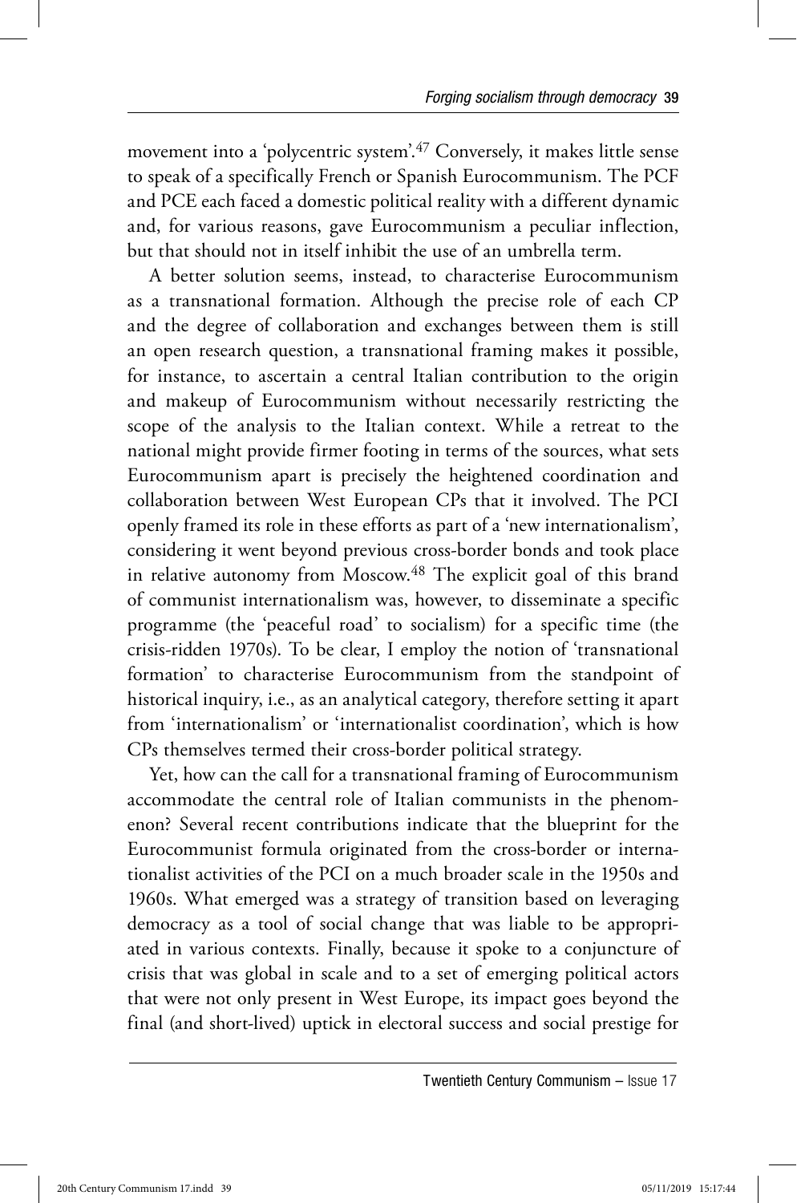movement into a 'polycentric system'.[47] Conversely, it makes little sense to speak of a specifically French or Spanish Eurocommunism. The PCF and PCE each faced a domestic political reality with a different dynamic and, for various reasons, gave Eurocommunism a peculiar inflection, but that should not in itself inhibit the use of an umbrella term.

A better solution seems, instead, to characterise Eurocommunism as a transnational formation. Although the precise role of each CP and the degree of collaboration and exchanges between them is still an open research question, a transnational framing makes it possible, for instance, to ascertain a central Italian contribution to the origin and makeup of Eurocommunism without necessarily restricting the scope of the analysis to the Italian context. While a retreat to the national might provide firmer footing in terms of the sources, what sets Eurocommunism apart is precisely the heightened coordination and collaboration between West European CPs that it involved. The PCI openly framed its role in these efforts as part of a 'new internationalism', considering it went beyond previous cross-border bonds and took place in relative autonomy from Moscow.[48] The explicit goal of this brand of communist internationalism was, however, to disseminate a specific programme (the 'peaceful road' to socialism) for a specific time (the crisis-ridden 1970s). To be clear, I employ the notion of 'transnational formation' to characterise Eurocommunism from the standpoint of historical inquiry, i.e., as an analytical category, therefore setting it apart from 'internationalism' or 'internationalist coordination', which is how CPs themselves termed their cross-border political strategy.

Yet, how can the call for a transnational framing of Eurocommunism accommodate the central role of Italian communists in the phenomenon? Several recent contributions indicate that the blueprint for the Eurocommunist formula originated from the cross-border or internationalist activities of the PCI on a much broader scale in the 1950s and 1960s. What emerged was a strategy of transition based on leveraging democracy as a tool of social change that was liable to be appropriated in various contexts. Finally, because it spoke to a conjuncture of crisis that was global in scale and to a set of emerging political actors that were not only present in West Europe, its impact goes beyond the final (and short-lived) uptick in electoral success and social prestige for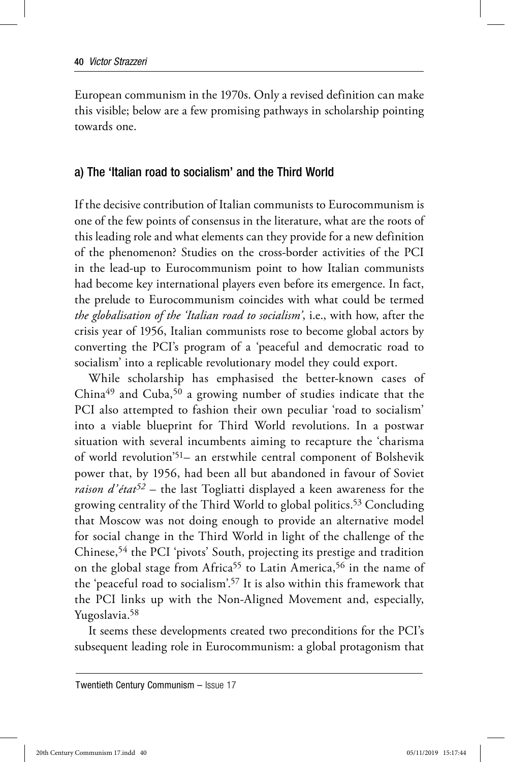European communism in the 1970s. Only a revised definition can make this visible; below are a few promising pathways in scholarship pointing towards one.

### a) The 'Italian road to socialism' and the Third World

If the decisive contribution of Italian communists to Eurocommunism is one of the few points of consensus in the literature, what are the roots of this leading role and what elements can they provide for a new definition of the phenomenon? Studies on the cross-border activities of the PCI in the lead-up to Eurocommunism point to how Italian communists had become key international players even before its emergence. In fact, the prelude to Eurocommunism coincides with what could be termed *the globalisation of the 'Italian road to socialism'*, i.e., with how, after the crisis year of 1956, Italian communists rose to become global actors by converting the PCI's program of a 'peaceful and democratic road to socialism' into a replicable revolutionary model they could export.

While scholarship has emphasised the better-known cases of China[49] and Cuba,[50] a growing number of studies indicate that the PCI also attempted to fashion their own peculiar 'road to socialism' into a viable blueprint for Third World revolutions. In a postwar situation with several incumbents aiming to recapture the 'charisma of world revolution'[51]– an erstwhile central component of Bolshevik power that, by 1956, had been all but abandoned in favour of Soviet *raison d'état*[52] – the last Togliatti displayed a keen awareness for the growing centrality of the Third World to global politics.[53] Concluding that Moscow was not doing enough to provide an alternative model for social change in the Third World in light of the challenge of the Chinese,[54] the PCI 'pivots' South, projecting its prestige and tradition on the global stage from Africa[55] to Latin America,[56] in the name of the 'peaceful road to socialism'.[57] It is also within this framework that the PCI links up with the Non-Aligned Movement and, especially, Yugoslavia.[58]

It seems these developments created two preconditions for the PCI's subsequent leading role in Eurocommunism: a global protagonism that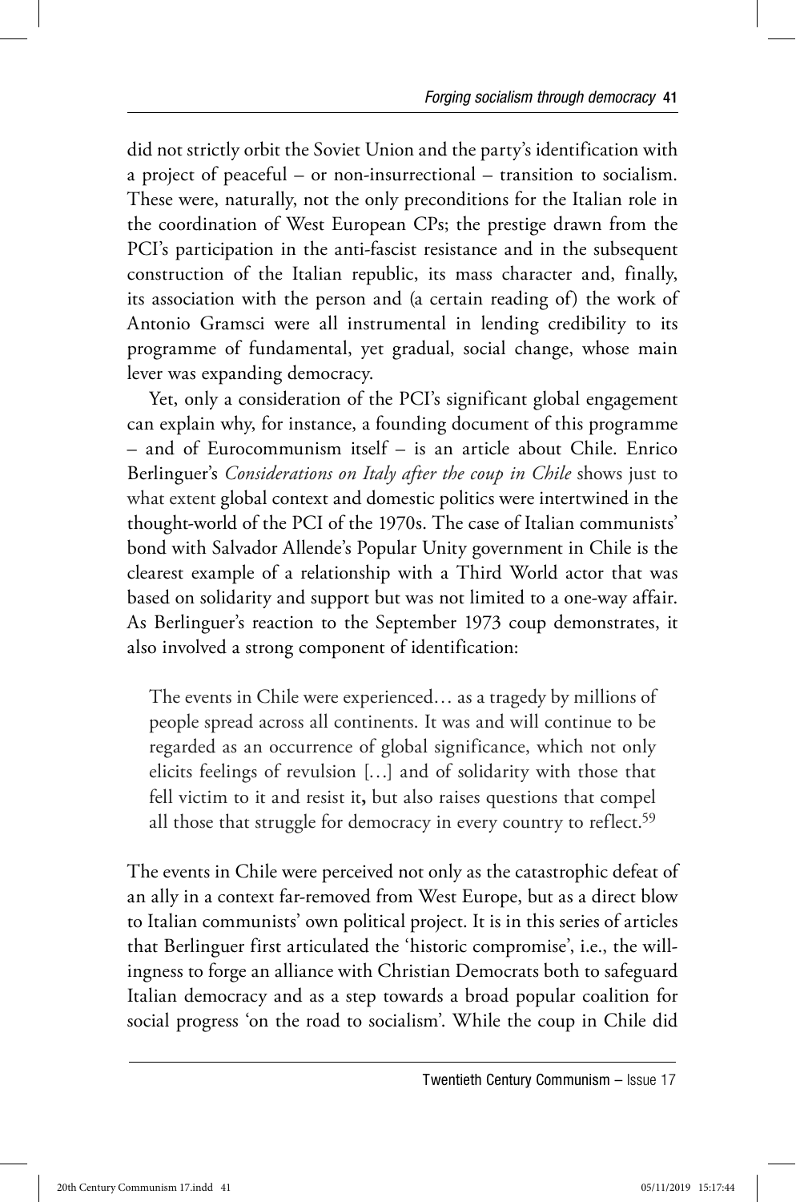did not strictly orbit the Soviet Union and the party's identification with a project of peaceful – or non-insurrectional – transition to socialism. These were, naturally, not the only preconditions for the Italian role in the coordination of West European CPs; the prestige drawn from the PCI's participation in the anti-fascist resistance and in the subsequent construction of the Italian republic, its mass character and, finally, its association with the person and (a certain reading of) the work of Antonio Gramsci were all instrumental in lending credibility to its programme of fundamental, yet gradual, social change, whose main lever was expanding democracy.

Yet, only a consideration of the PCI's significant global engagement can explain why, for instance, a founding document of this programme – and of Eurocommunism itself – is an article about Chile. Enrico Berlinguer's *Considerations on Italy after the coup in Chile* shows just to what extent global context and domestic politics were intertwined in the thought-world of the PCI of the 1970s. The case of Italian communists' bond with Salvador Allende's Popular Unity government in Chile is the clearest example of a relationship with a Third World actor that was based on solidarity and support but was not limited to a one-way affair. As Berlinguer's reaction to the September 1973 coup demonstrates, it also involved a strong component of identification:

> The events in Chile were experienced… as a tragedy by millions of people spread across all continents. It was and will continue to be regarded as an occurrence of global significance, which not only elicits feelings of revulsion […] and of solidarity with those that fell victim to it and resist it**,** but also raises questions that compel all those that struggle for democracy in every country to reflect.[59]

The events in Chile were perceived not only as the catastrophic defeat of an ally in a context far-removed from West Europe, but as a direct blow to Italian communists' own political project. It is in this series of articles that Berlinguer first articulated the 'historic compromise', i.e., the willingness to forge an alliance with Christian Democrats both to safeguard Italian democracy and as a step towards a broad popular coalition for social progress 'on the road to socialism'. While the coup in Chile did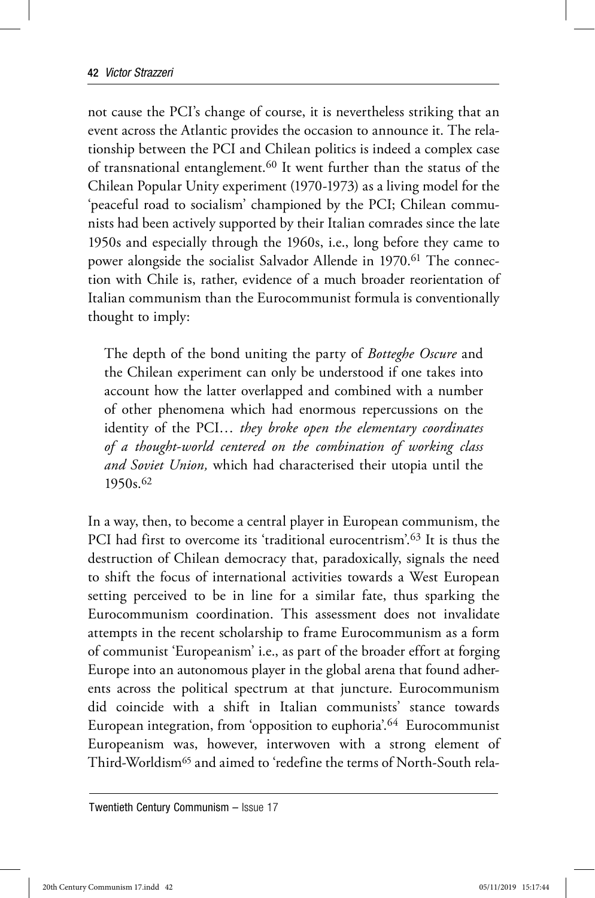not cause the PCI's change of course, it is nevertheless striking that an event across the Atlantic provides the occasion to announce it. The relationship between the PCI and Chilean politics is indeed a complex case of transnational entanglement.[60] It went further than the status of the Chilean Popular Unity experiment (1970-1973) as a living model for the 'peaceful road to socialism' championed by the PCI; Chilean communists had been actively supported by their Italian comrades since the late 1950s and especially through the 1960s, i.e., long before they came to power alongside the socialist Salvador Allende in 1970.[61] The connection with Chile is, rather, evidence of a much broader reorientation of Italian communism than the Eurocommunist formula is conventionally thought to imply:

> The depth of the bond uniting the party of *Botteghe Oscure* and the Chilean experiment can only be understood if one takes into account how the latter overlapped and combined with a number of other phenomena which had enormous repercussions on the identity of the PCI… *they broke open the elementary coordinates of a thought-world centered on the combination of working class and Soviet Union,* which had characterised their utopia until the 1950s.[62]

In a way, then, to become a central player in European communism, the PCI had first to overcome its 'traditional eurocentrism'.[63] It is thus the destruction of Chilean democracy that, paradoxically, signals the need to shift the focus of international activities towards a West European setting perceived to be in line for a similar fate, thus sparking the Eurocommunism coordination. This assessment does not invalidate attempts in the recent scholarship to frame Eurocommunism as a form of communist 'Europeanism' i.e., as part of the broader effort at forging Europe into an autonomous player in the global arena that found adherents across the political spectrum at that juncture. Eurocommunism did coincide with a shift in Italian communists' stance towards European integration, from 'opposition to euphoria'.[64] Eurocommunist Europeanism was, however, interwoven with a strong element of Third-Worldism[65] and aimed to 'redefine the terms of North-South rela-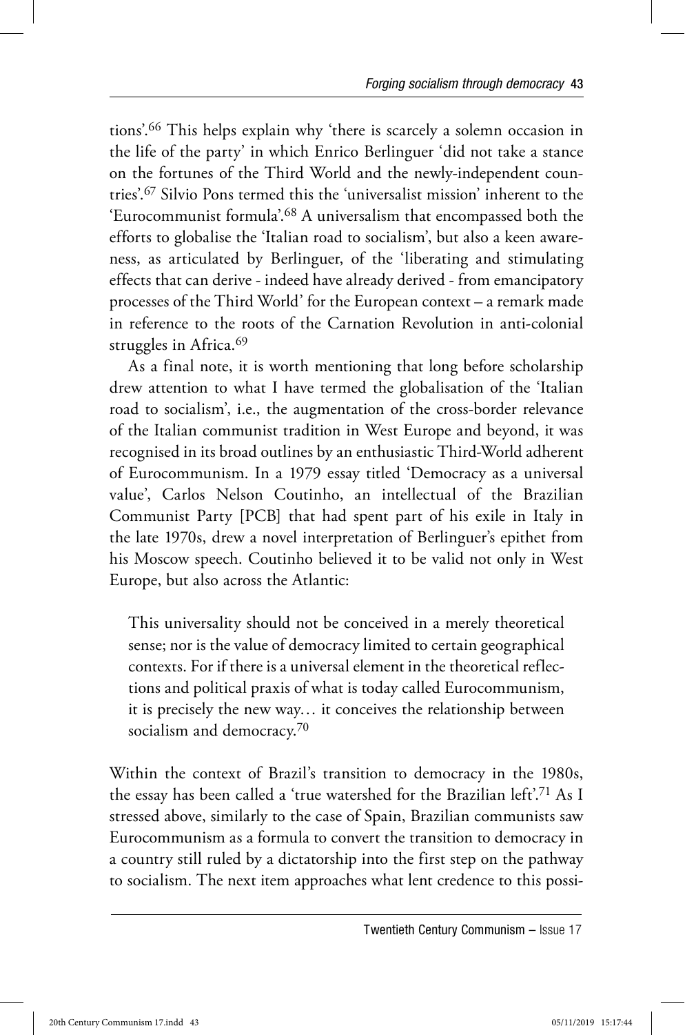tions'.[66] This helps explain why 'there is scarcely a solemn occasion in the life of the party' in which Enrico Berlinguer 'did not take a stance on the fortunes of the Third World and the newly-independent countries'.[67] Silvio Pons termed this the 'universalist mission' inherent to the 'Eurocommunist formula'.[68] A universalism that encompassed both the efforts to globalise the 'Italian road to socialism', but also a keen awareness, as articulated by Berlinguer, of the 'liberating and stimulating effects that can derive - indeed have already derived - from emancipatory processes of the Third World' for the European context – a remark made in reference to the roots of the Carnation Revolution in anti-colonial struggles in Africa.[69]

As a final note, it is worth mentioning that long before scholarship drew attention to what I have termed the globalisation of the 'Italian road to socialism', i.e., the augmentation of the cross-border relevance of the Italian communist tradition in West Europe and beyond, it was recognised in its broad outlines by an enthusiastic Third-World adherent of Eurocommunism. In a 1979 essay titled 'Democracy as a universal value', Carlos Nelson Coutinho, an intellectual of the Brazilian Communist Party [PCB] that had spent part of his exile in Italy in the late 1970s, drew a novel interpretation of Berlinguer's epithet from his Moscow speech. Coutinho believed it to be valid not only in West Europe, but also across the Atlantic:

> This universality should not be conceived in a merely theoretical sense; nor is the value of democracy limited to certain geographical contexts. For if there is a universal element in the theoretical reflections and political praxis of what is today called Eurocommunism, it is precisely the new way… it conceives the relationship between socialism and democracy.[70]

Within the context of Brazil's transition to democracy in the 1980s, the essay has been called a 'true watershed for the Brazilian left'.[71] As I stressed above, similarly to the case of Spain, Brazilian communists saw Eurocommunism as a formula to convert the transition to democracy in a country still ruled by a dictatorship into the first step on the pathway to socialism. The next item approaches what lent credence to this possi-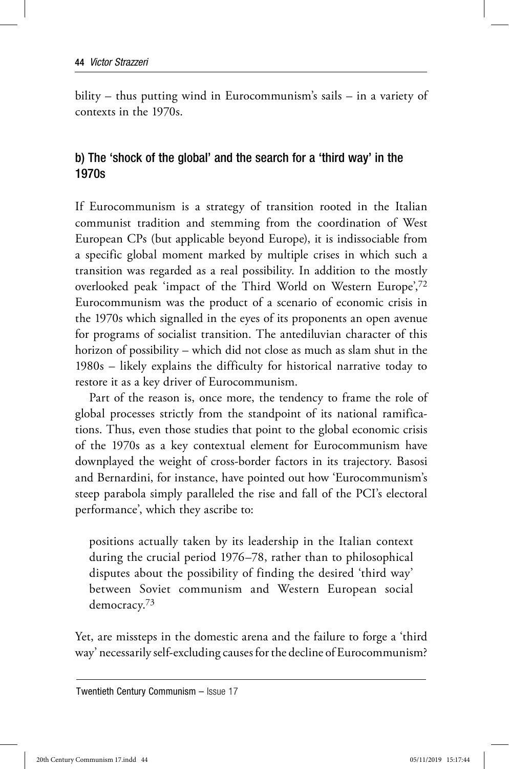bility – thus putting wind in Eurocommunism's sails – in a variety of contexts in the 1970s.

### b) The 'shock of the global' and the search for a 'third way' in the 1970s

If Eurocommunism is a strategy of transition rooted in the Italian communist tradition and stemming from the coordination of West European CPs (but applicable beyond Europe), it is indissociable from a specific global moment marked by multiple crises in which such a transition was regarded as a real possibility. In addition to the mostly overlooked peak 'impact of the Third World on Western Europe',[72] Eurocommunism was the product of a scenario of economic crisis in the 1970s which signalled in the eyes of its proponents an open avenue for programs of socialist transition. The antediluvian character of this horizon of possibility – which did not close as much as slam shut in the 1980s – likely explains the difficulty for historical narrative today to restore it as a key driver of Eurocommunism.

Part of the reason is, once more, the tendency to frame the role of global processes strictly from the standpoint of its national ramifications. Thus, even those studies that point to the global economic crisis of the 1970s as a key contextual element for Eurocommunism have downplayed the weight of cross-border factors in its trajectory. Basosi and Bernardini, for instance, have pointed out how 'Eurocommunism's steep parabola simply paralleled the rise and fall of the PCI's electoral performance', which they ascribe to:

> positions actually taken by its leadership in the Italian context during the crucial period 1976–78, rather than to philosophical disputes about the possibility of finding the desired 'third way' between Soviet communism and Western European social democracy.[73]

Yet, are missteps in the domestic arena and the failure to forge a 'third way' necessarily self-excluding causes for the decline of Eurocommunism?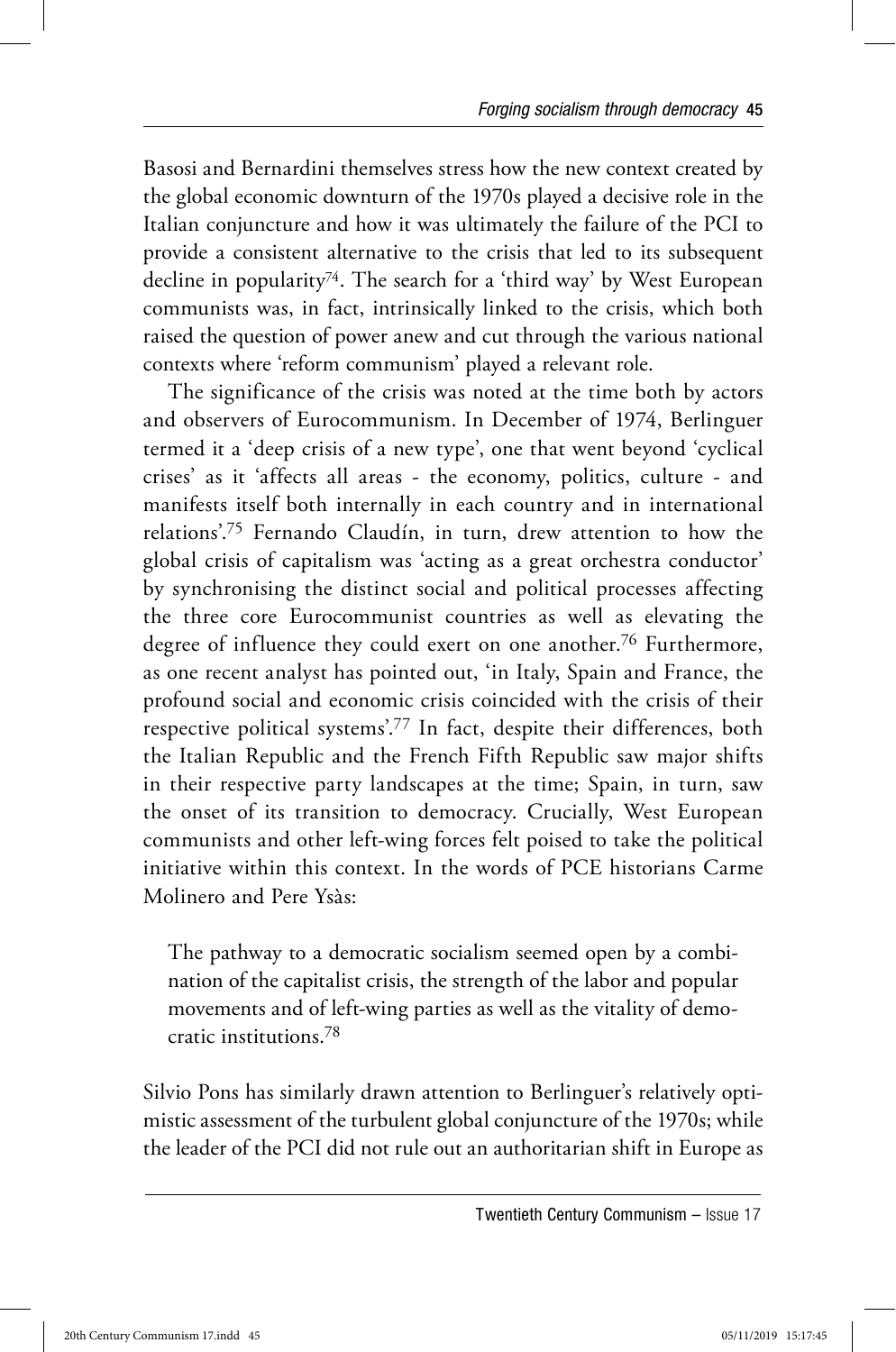Basosi and Bernardini themselves stress how the new context created by the global economic downturn of the 1970s played a decisive role in the Italian conjuncture and how it was ultimately the failure of the PCI to provide a consistent alternative to the crisis that led to its subsequent decline in popularity[74]. The search for a 'third way' by West European communists was, in fact, intrinsically linked to the crisis, which both raised the question of power anew and cut through the various national contexts where 'reform communism' played a relevant role.

The significance of the crisis was noted at the time both by actors and observers of Eurocommunism. In December of 1974, Berlinguer termed it a 'deep crisis of a new type', one that went beyond 'cyclical crises' as it 'affects all areas - the economy, politics, culture - and manifests itself both internally in each country and in international relations'.[75] Fernando Claudín, in turn, drew attention to how the global crisis of capitalism was 'acting as a great orchestra conductor' by synchronising the distinct social and political processes affecting the three core Eurocommunist countries as well as elevating the degree of influence they could exert on one another.[76] Furthermore, as one recent analyst has pointed out, 'in Italy, Spain and France, the profound social and economic crisis coincided with the crisis of their respective political systems'.[77] In fact, despite their differences, both the Italian Republic and the French Fifth Republic saw major shifts in their respective party landscapes at the time; Spain, in turn, saw the onset of its transition to democracy. Crucially, West European communists and other left-wing forces felt poised to take the political initiative within this context. In the words of PCE historians Carme Molinero and Pere Ysàs:

> The pathway to a democratic socialism seemed open by a combination of the capitalist crisis, the strength of the labor and popular movements and of left-wing parties as well as the vitality of democratic institutions.[78]

Silvio Pons has similarly drawn attention to Berlinguer's relatively optimistic assessment of the turbulent global conjuncture of the 1970s; while the leader of the PCI did not rule out an authoritarian shift in Europe as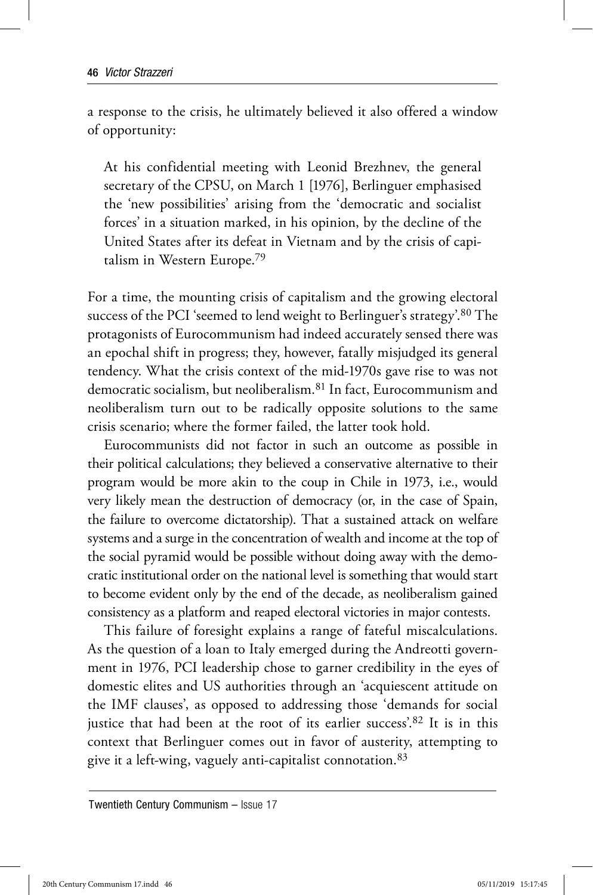a response to the crisis, he ultimately believed it also offered a window of opportunity:

> At his confidential meeting with Leonid Brezhnev, the general secretary of the CPSU, on March 1 [1976], Berlinguer emphasised the 'new possibilities' arising from the 'democratic and socialist forces' in a situation marked, in his opinion, by the decline of the United States after its defeat in Vietnam and by the crisis of capitalism in Western Europe.[79]

For a time, the mounting crisis of capitalism and the growing electoral success of the PCI 'seemed to lend weight to Berlinguer's strategy'.[80] The protagonists of Eurocommunism had indeed accurately sensed there was an epochal shift in progress; they, however, fatally misjudged its general tendency. What the crisis context of the mid-1970s gave rise to was not democratic socialism, but neoliberalism.[81] In fact, Eurocommunism and neoliberalism turn out to be radically opposite solutions to the same crisis scenario; where the former failed, the latter took hold.

Eurocommunists did not factor in such an outcome as possible in their political calculations; they believed a conservative alternative to their program would be more akin to the coup in Chile in 1973, i.e., would very likely mean the destruction of democracy (or, in the case of Spain, the failure to overcome dictatorship). That a sustained attack on welfare systems and a surge in the concentration of wealth and income at the top of the social pyramid would be possible without doing away with the democratic institutional order on the national level is something that would start to become evident only by the end of the decade, as neoliberalism gained consistency as a platform and reaped electoral victories in major contests.

This failure of foresight explains a range of fateful miscalculations. As the question of a loan to Italy emerged during the Andreotti government in 1976, PCI leadership chose to garner credibility in the eyes of domestic elites and US authorities through an 'acquiescent attitude on the IMF clauses', as opposed to addressing those 'demands for social justice that had been at the root of its earlier success'.[82] It is in this context that Berlinguer comes out in favor of austerity, attempting to give it a left-wing, vaguely anti-capitalist connotation.[83]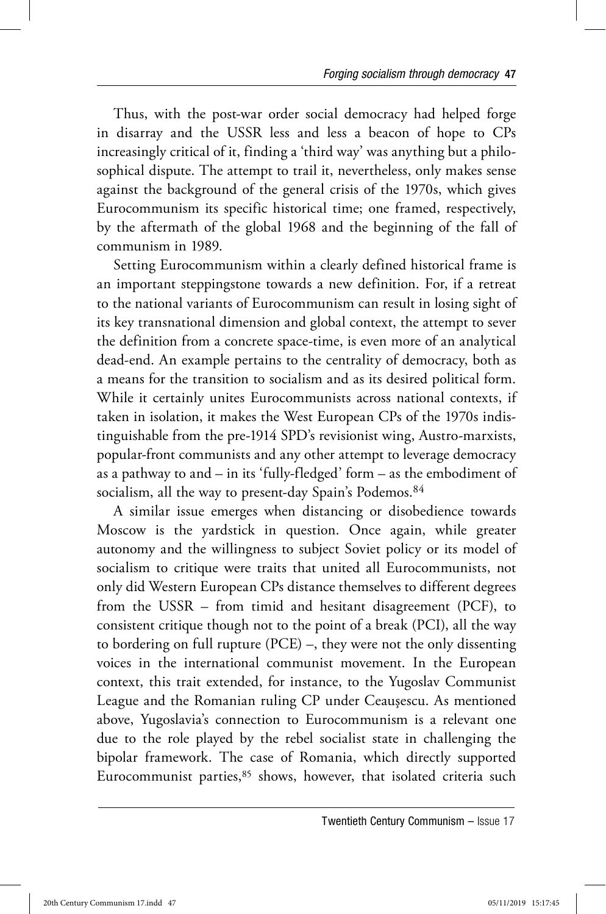Thus, with the post-war order social democracy had helped forge in disarray and the USSR less and less a beacon of hope to CPs increasingly critical of it, finding a 'third way' was anything but a philosophical dispute. The attempt to trail it, nevertheless, only makes sense against the background of the general crisis of the 1970s, which gives Eurocommunism its specific historical time; one framed, respectively, by the aftermath of the global 1968 and the beginning of the fall of communism in 1989.

Setting Eurocommunism within a clearly defined historical frame is an important steppingstone towards a new definition. For, if a retreat to the national variants of Eurocommunism can result in losing sight of its key transnational dimension and global context, the attempt to sever the definition from a concrete space-time, is even more of an analytical dead-end. An example pertains to the centrality of democracy, both as a means for the transition to socialism and as its desired political form. While it certainly unites Eurocommunists across national contexts, if taken in isolation, it makes the West European CPs of the 1970s indistinguishable from the pre-1914 SPD's revisionist wing, Austro-marxists, popular-front communists and any other attempt to leverage democracy as a pathway to and – in its 'fully-fledged' form – as the embodiment of socialism, all the way to present-day Spain's Podemos.[84]

A similar issue emerges when distancing or disobedience towards Moscow is the yardstick in question. Once again, while greater autonomy and the willingness to subject Soviet policy or its model of socialism to critique were traits that united all Eurocommunists, not only did Western European CPs distance themselves to different degrees from the USSR – from timid and hesitant disagreement (PCF), to consistent critique though not to the point of a break (PCI), all the way to bordering on full rupture (PCE) –, they were not the only dissenting voices in the international communist movement. In the European context, this trait extended, for instance, to the Yugoslav Communist League and the Romanian ruling CP under Ceauşescu. As mentioned above, Yugoslavia's connection to Eurocommunism is a relevant one due to the role played by the rebel socialist state in challenging the bipolar framework. The case of Romania, which directly supported Eurocommunist parties,[85] shows, however, that isolated criteria such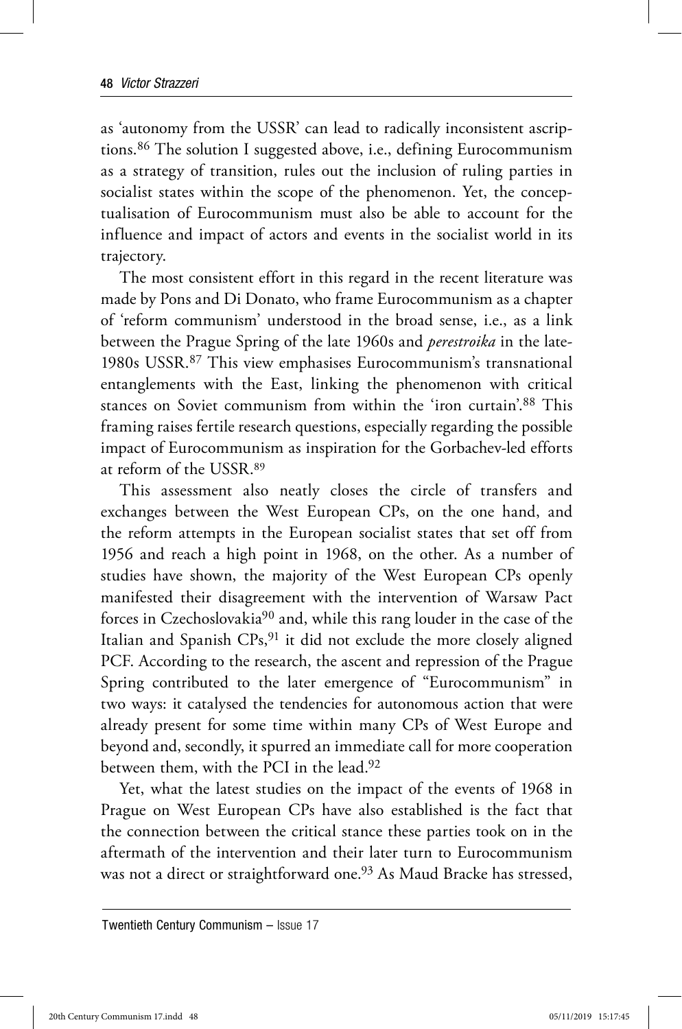as 'autonomy from the USSR' can lead to radically inconsistent ascriptions.[86] The solution I suggested above, i.e., defining Eurocommunism as a strategy of transition, rules out the inclusion of ruling parties in socialist states within the scope of the phenomenon. Yet, the conceptualisation of Eurocommunism must also be able to account for the influence and impact of actors and events in the socialist world in its trajectory.

The most consistent effort in this regard in the recent literature was made by Pons and Di Donato, who frame Eurocommunism as a chapter of 'reform communism' understood in the broad sense, i.e., as a link between the Prague Spring of the late 1960s and *perestroika* in the late-1980s USSR.[87] This view emphasises Eurocommunism's transnational entanglements with the East, linking the phenomenon with critical stances on Soviet communism from within the 'iron curtain'.[88] This framing raises fertile research questions, especially regarding the possible impact of Eurocommunism as inspiration for the Gorbachev-led efforts at reform of the USSR.[89]

This assessment also neatly closes the circle of transfers and exchanges between the West European CPs, on the one hand, and the reform attempts in the European socialist states that set off from 1956 and reach a high point in 1968, on the other. As a number of studies have shown, the majority of the West European CPs openly manifested their disagreement with the intervention of Warsaw Pact forces in Czechoslovakia[90] and, while this rang louder in the case of the Italian and Spanish CPs,[91] it did not exclude the more closely aligned PCF. According to the research, the ascent and repression of the Prague Spring contributed to the later emergence of "Eurocommunism" in two ways: it catalysed the tendencies for autonomous action that were already present for some time within many CPs of West Europe and beyond and, secondly, it spurred an immediate call for more cooperation between them, with the PCI in the lead.[92]

Yet, what the latest studies on the impact of the events of 1968 in Prague on West European CPs have also established is the fact that the connection between the critical stance these parties took on in the aftermath of the intervention and their later turn to Eurocommunism was not a direct or straightforward one.[93] As Maud Bracke has stressed,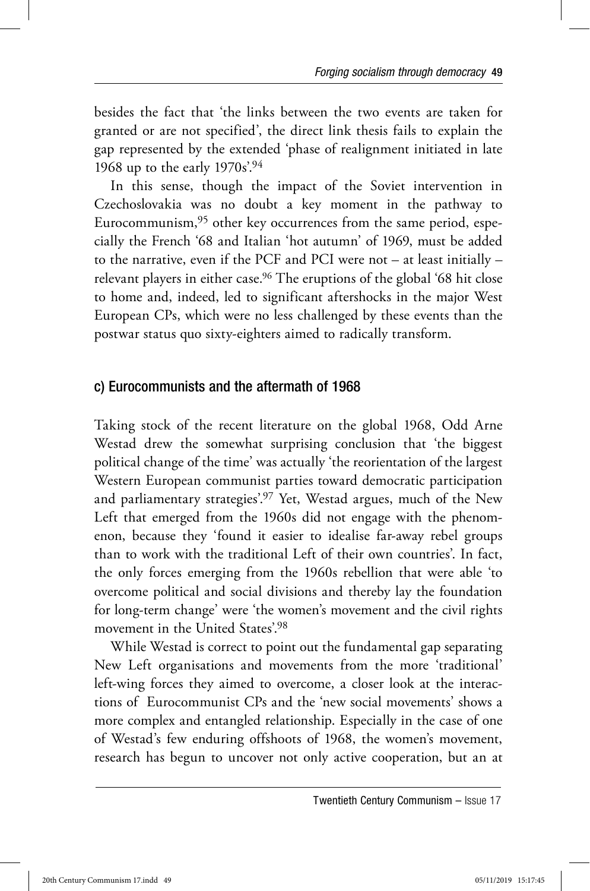besides the fact that 'the links between the two events are taken for granted or are not specified', the direct link thesis fails to explain the gap represented by the extended 'phase of realignment initiated in late 1968 up to the early 1970s'.[94]

In this sense, though the impact of the Soviet intervention in Czechoslovakia was no doubt a key moment in the pathway to Eurocommunism,[95] other key occurrences from the same period, especially the French '68 and Italian 'hot autumn' of 1969, must be added to the narrative, even if the PCF and PCI were not – at least initially – relevant players in either case.[96] The eruptions of the global '68 hit close to home and, indeed, led to significant aftershocks in the major West European CPs, which were no less challenged by these events than the postwar status quo sixty-eighters aimed to radically transform.

## c) Eurocommunists and the aftermath of 1968

Taking stock of the recent literature on the global 1968, Odd Arne Westad drew the somewhat surprising conclusion that 'the biggest political change of the time' was actually 'the reorientation of the largest Western European communist parties toward democratic participation and parliamentary strategies'.[97] Yet, Westad argues, much of the New Left that emerged from the 1960s did not engage with the phenomenon, because they 'found it easier to idealise far-away rebel groups than to work with the traditional Left of their own countries'. In fact, the only forces emerging from the 1960s rebellion that were able 'to overcome political and social divisions and thereby lay the foundation for long-term change' were 'the women's movement and the civil rights movement in the United States'.[98]

While Westad is correct to point out the fundamental gap separating New Left organisations and movements from the more 'traditional' left-wing forces they aimed to overcome, a closer look at the interactions of Eurocommunist CPs and the 'new social movements' shows a more complex and entangled relationship. Especially in the case of one of Westad's few enduring offshoots of 1968, the women's movement, research has begun to uncover not only active cooperation, but an at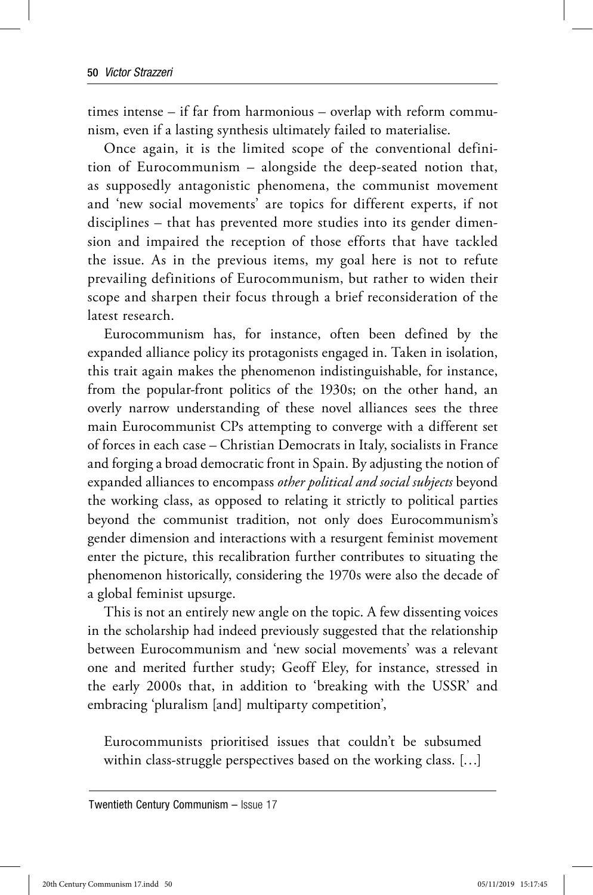times intense – if far from harmonious – overlap with reform communism, even if a lasting synthesis ultimately failed to materialise.

Once again, it is the limited scope of the conventional definition of Eurocommunism – alongside the deep-seated notion that, as supposedly antagonistic phenomena, the communist movement and 'new social movements' are topics for different experts, if not disciplines – that has prevented more studies into its gender dimension and impaired the reception of those efforts that have tackled the issue. As in the previous items, my goal here is not to refute prevailing definitions of Eurocommunism, but rather to widen their scope and sharpen their focus through a brief reconsideration of the latest research.

Eurocommunism has, for instance, often been defined by the expanded alliance policy its protagonists engaged in. Taken in isolation, this trait again makes the phenomenon indistinguishable, for instance, from the popular-front politics of the 1930s; on the other hand, an overly narrow understanding of these novel alliances sees the three main Eurocommunist CPs attempting to converge with a different set of forces in each case – Christian Democrats in Italy, socialists in France and forging a broad democratic front in Spain. By adjusting the notion of expanded alliances to encompass *other political and social subjects* beyond the working class, as opposed to relating it strictly to political parties beyond the communist tradition, not only does Eurocommunism's gender dimension and interactions with a resurgent feminist movement enter the picture, this recalibration further contributes to situating the phenomenon historically, considering the 1970s were also the decade of a global feminist upsurge.

This is not an entirely new angle on the topic. A few dissenting voices in the scholarship had indeed previously suggested that the relationship between Eurocommunism and 'new social movements' was a relevant one and merited further study; Geoff Eley, for instance, stressed in the early 2000s that, in addition to 'breaking with the USSR' and embracing 'pluralism [and] multiparty competition',

> Eurocommunists prioritised issues that couldn't be subsumed within class-struggle perspectives based on the working class. […]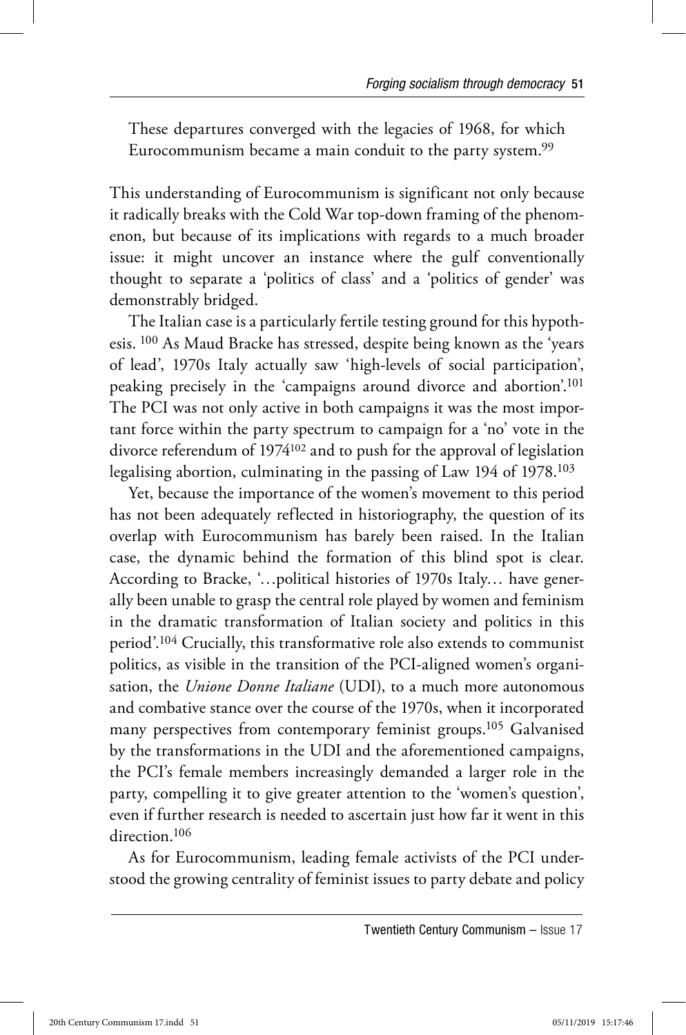These departures converged with the legacies of 1968, for which Eurocommunism became a main conduit to the party system.[99]

This understanding of Eurocommunism is significant not only because it radically breaks with the Cold War top-down framing of the phenomenon, but because of its implications with regards to a much broader issue: it might uncover an instance where the gulf conventionally thought to separate a 'politics of class' and a 'politics of gender' was demonstrably bridged.

The Italian case is a particularly fertile testing ground for this hypothesis. [100] As Maud Bracke has stressed, despite being known as the 'years of lead', 1970s Italy actually saw 'high-levels of social participation', peaking precisely in the 'campaigns around divorce and abortion'.[101] The PCI was not only active in both campaigns it was the most important force within the party spectrum to campaign for a 'no' vote in the divorce referendum of 1974[102] and to push for the approval of legislation legalising abortion, culminating in the passing of Law 194 of 1978.[103]

Yet, because the importance of the women's movement to this period has not been adequately reflected in historiography, the question of its overlap with Eurocommunism has barely been raised. In the Italian case, the dynamic behind the formation of this blind spot is clear. According to Bracke, '…political histories of 1970s Italy… have generally been unable to grasp the central role played by women and feminism in the dramatic transformation of Italian society and politics in this period'.[104] Crucially, this transformative role also extends to communist politics, as visible in the transition of the PCI-aligned women's organisation, the *Unione Donne Italiane* (UDI), to a much more autonomous and combative stance over the course of the 1970s, when it incorporated many perspectives from contemporary feminist groups.[105] Galvanised by the transformations in the UDI and the aforementioned campaigns, the PCI's female members increasingly demanded a larger role in the party, compelling it to give greater attention to the 'women's question', even if further research is needed to ascertain just how far it went in this direction.[106]

As for Eurocommunism, leading female activists of the PCI understood the growing centrality of feminist issues to party debate and policy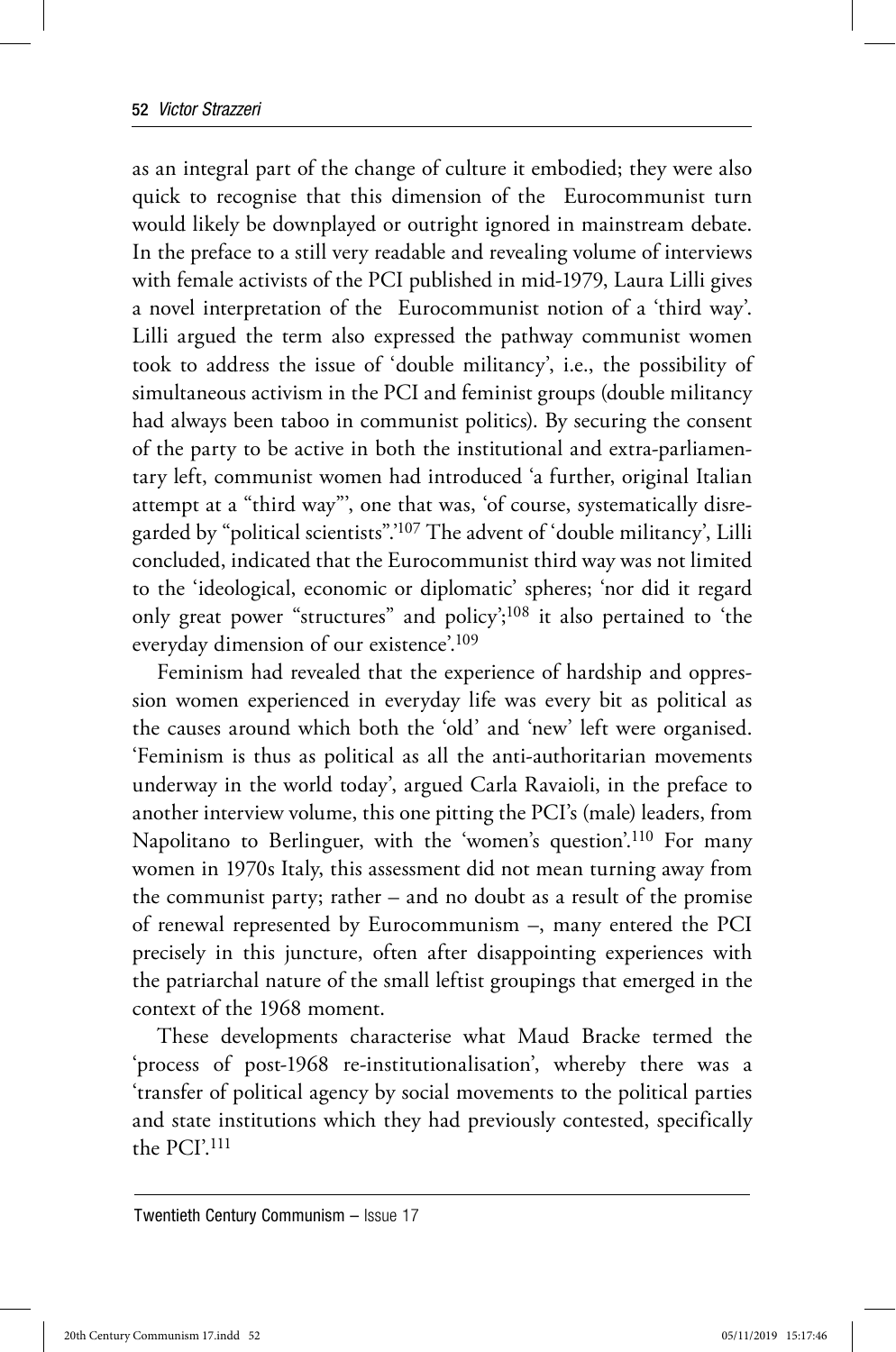as an integral part of the change of culture it embodied; they were also quick to recognise that this dimension of the Eurocommunist turn would likely be downplayed or outright ignored in mainstream debate. In the preface to a still very readable and revealing volume of interviews with female activists of the PCI published in mid-1979, Laura Lilli gives a novel interpretation of the Eurocommunist notion of a 'third way'. Lilli argued the term also expressed the pathway communist women took to address the issue of 'double militancy', i.e., the possibility of simultaneous activism in the PCI and feminist groups (double militancy had always been taboo in communist politics). By securing the consent of the party to be active in both the institutional and extra-parliamentary left, communist women had introduced 'a further, original Italian attempt at a "third way"', one that was, 'of course, systematically disregarded by "political scientists".'[107] The advent of 'double militancy', Lilli concluded, indicated that the Eurocommunist third way was not limited to the 'ideological, economic or diplomatic' spheres; 'nor did it regard only great power "structures" and policy';[108] it also pertained to 'the everyday dimension of our existence'.[109]

Feminism had revealed that the experience of hardship and oppression women experienced in everyday life was every bit as political as the causes around which both the 'old' and 'new' left were organised. 'Feminism is thus as political as all the anti-authoritarian movements underway in the world today', argued Carla Ravaioli, in the preface to another interview volume, this one pitting the PCI's (male) leaders, from Napolitano to Berlinguer, with the 'women's question'.[110] For many women in 1970s Italy, this assessment did not mean turning away from the communist party; rather – and no doubt as a result of the promise of renewal represented by Eurocommunism –, many entered the PCI precisely in this juncture, often after disappointing experiences with the patriarchal nature of the small leftist groupings that emerged in the context of the 1968 moment.

These developments characterise what Maud Bracke termed the 'process of post-1968 re-institutionalisation', whereby there was a 'transfer of political agency by social movements to the political parties and state institutions which they had previously contested, specifically the PCI'.[111]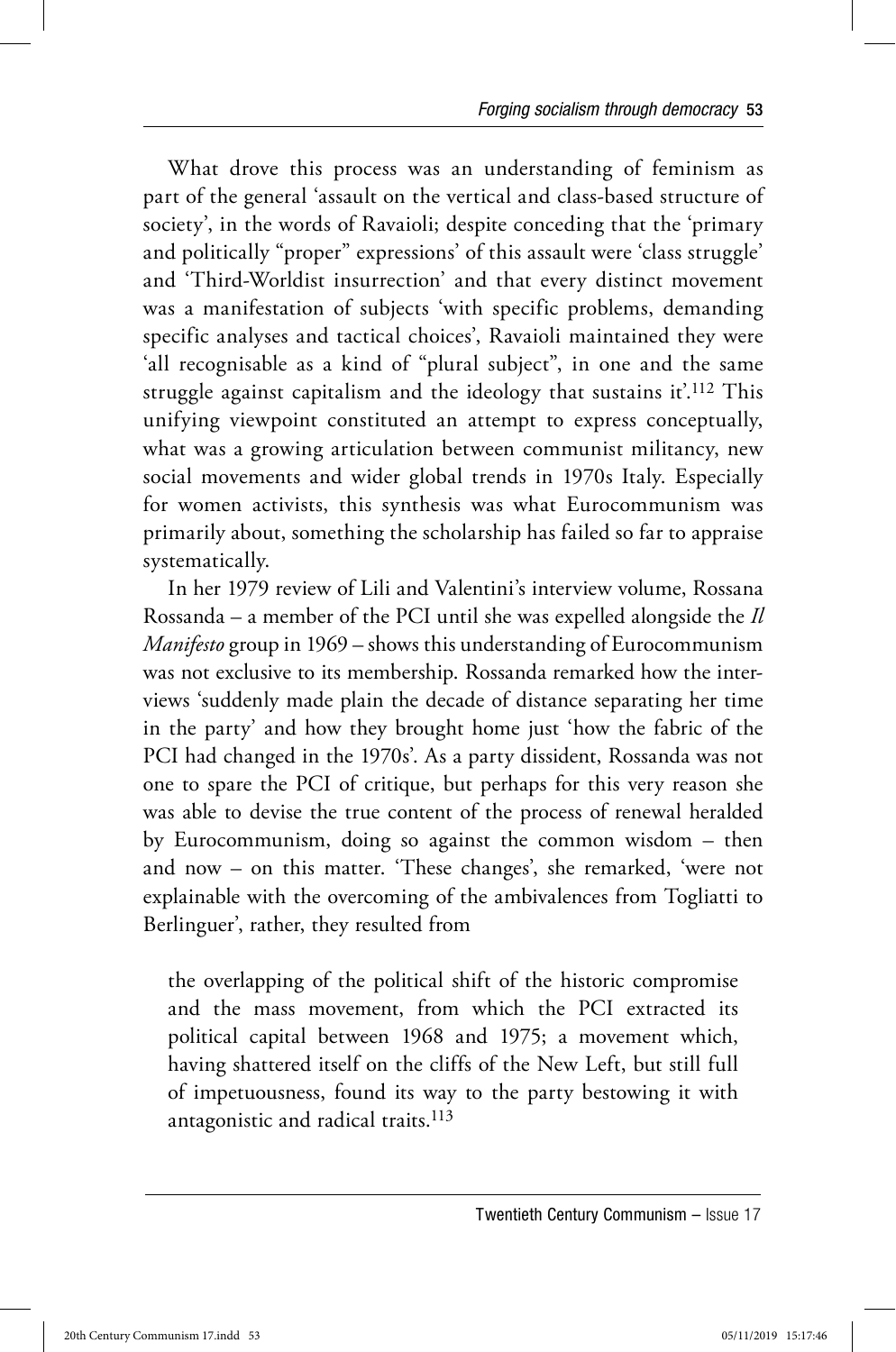What drove this process was an understanding of feminism as part of the general 'assault on the vertical and class-based structure of society', in the words of Ravaioli; despite conceding that the 'primary and politically "proper" expressions' of this assault were 'class struggle' and 'Third-Worldist insurrection' and that every distinct movement was a manifestation of subjects 'with specific problems, demanding specific analyses and tactical choices', Ravaioli maintained they were 'all recognisable as a kind of "plural subject", in one and the same struggle against capitalism and the ideology that sustains it'.[112] This unifying viewpoint constituted an attempt to express conceptually, what was a growing articulation between communist militancy, new social movements and wider global trends in 1970s Italy. Especially for women activists, this synthesis was what Eurocommunism was primarily about, something the scholarship has failed so far to appraise systematically.

In her 1979 review of Lili and Valentini's interview volume, Rossana Rossanda – a member of the PCI until she was expelled alongside the *Il Manifesto* group in 1969 – shows this understanding of Eurocommunism was not exclusive to its membership. Rossanda remarked how the interviews 'suddenly made plain the decade of distance separating her time in the party' and how they brought home just 'how the fabric of the PCI had changed in the 1970s'. As a party dissident, Rossanda was not one to spare the PCI of critique, but perhaps for this very reason she was able to devise the true content of the process of renewal heralded by Eurocommunism, doing so against the common wisdom – then and now – on this matter. 'These changes', she remarked, 'were not explainable with the overcoming of the ambivalences from Togliatti to Berlinguer', rather, they resulted from

> the overlapping of the political shift of the historic compromise and the mass movement, from which the PCI extracted its political capital between 1968 and 1975; a movement which, having shattered itself on the cliffs of the New Left, but still full of impetuousness, found its way to the party bestowing it with antagonistic and radical traits.[113]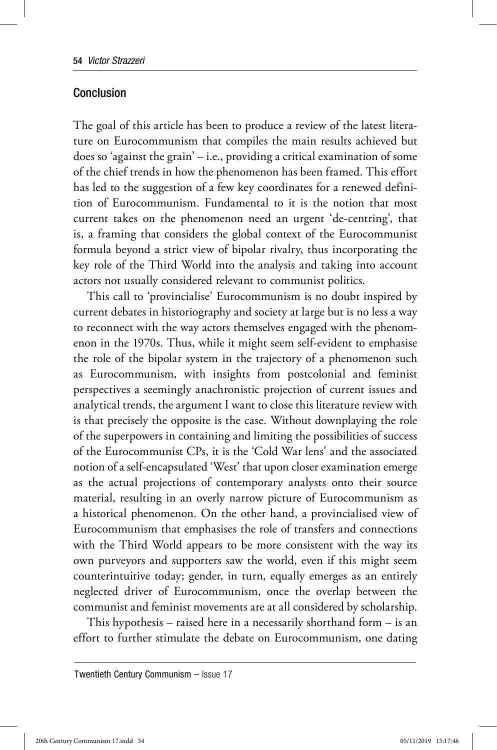## Conclusion

The goal of this article has been to produce a review of the latest literature on Eurocommunism that compiles the main results achieved but does so 'against the grain' – i.e., providing a critical examination of some of the chief trends in how the phenomenon has been framed. This effort has led to the suggestion of a few key coordinates for a renewed definition of Eurocommunism. Fundamental to it is the notion that most current takes on the phenomenon need an urgent 'de-centring', that is, a framing that considers the global context of the Eurocommunist formula beyond a strict view of bipolar rivalry, thus incorporating the key role of the Third World into the analysis and taking into account actors not usually considered relevant to communist politics.

This call to 'provincialise' Eurocommunism is no doubt inspired by current debates in historiography and society at large but is no less a way to reconnect with the way actors themselves engaged with the phenomenon in the 1970s. Thus, while it might seem self-evident to emphasise the role of the bipolar system in the trajectory of a phenomenon such as Eurocommunism, with insights from postcolonial and feminist perspectives a seemingly anachronistic projection of current issues and analytical trends, the argument I want to close this literature review with is that precisely the opposite is the case. Without downplaying the role of the superpowers in containing and limiting the possibilities of success of the Eurocommunist CPs, it is the 'Cold War lens' and the associated notion of a self-encapsulated 'West' that upon closer examination emerge as the actual projections of contemporary analysts onto their source material, resulting in an overly narrow picture of Eurocommunism as a historical phenomenon. On the other hand, a provincialised view of Eurocommunism that emphasises the role of transfers and connections with the Third World appears to be more consistent with the way its own purveyors and supporters saw the world, even if this might seem counterintuitive today; gender, in turn, equally emerges as an entirely neglected driver of Eurocommunism, once the overlap between the communist and feminist movements are at all considered by scholarship.

This hypothesis – raised here in a necessarily shorthand form – is an effort to further stimulate the debate on Eurocommunism, one dating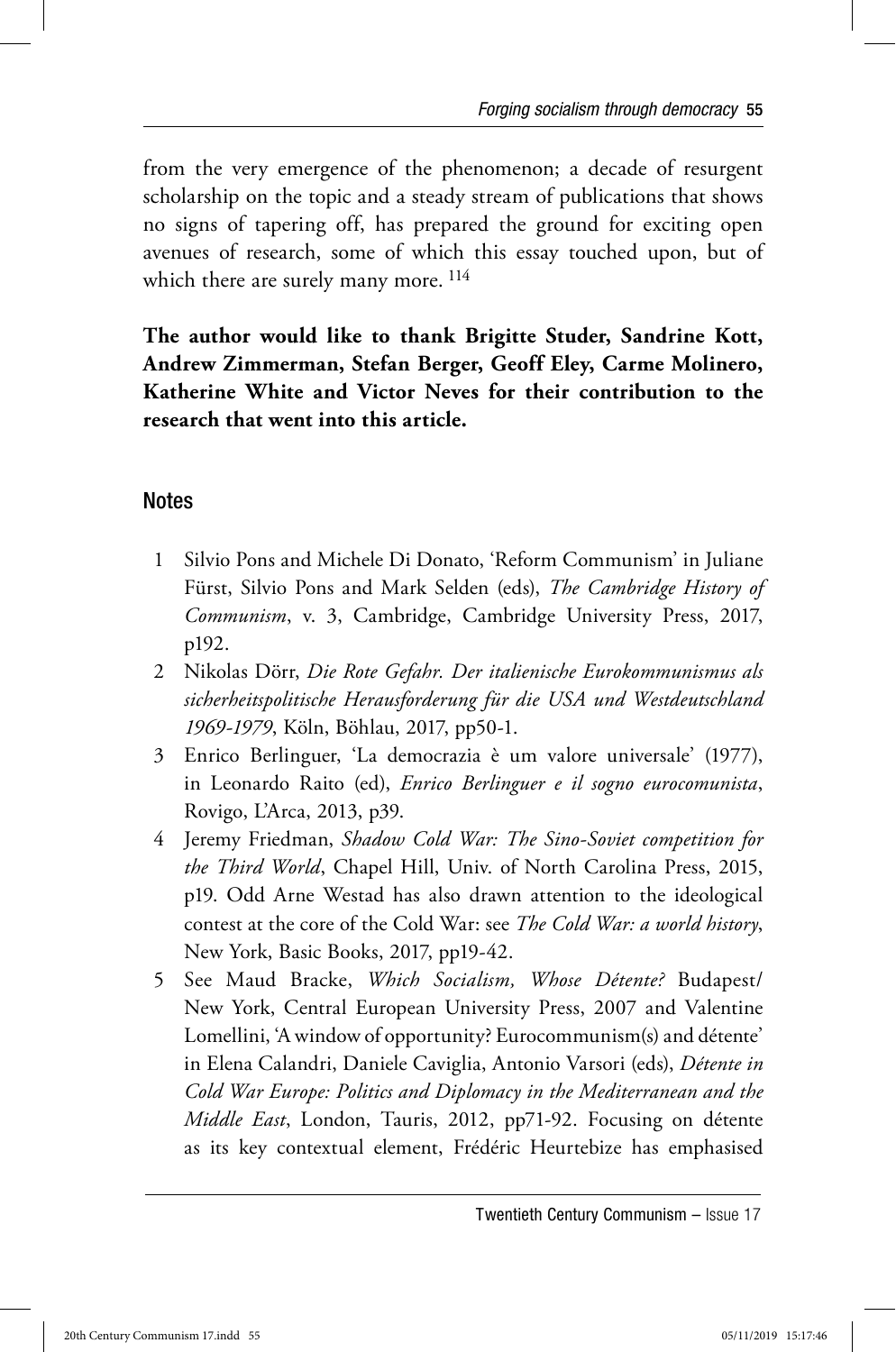from the very emergence of the phenomenon; a decade of resurgent scholarship on the topic and a steady stream of publications that shows no signs of tapering off, has prepared the ground for exciting open avenues of research, some of which this essay touched upon, but of which there are surely many more. [114]

**The author would like to thank Brigitte Studer, Sandrine Kott, Andrew Zimmerman, Stefan Berger, Geoff Eley, Carme Molinero, Katherine White and Victor Neves for their contribution to the research that went into this article.**

## Notes

1. Silvio Pons and Michele Di Donato, 'Reform Communism' in Juliane Fürst, Silvio Pons and Mark Selden (eds), *The Cambridge History of Communism*, v. 3, Cambridge, Cambridge University Press, 2017, p192.
2. Nikolas Dörr, *Die Rote Gefahr. Der italienische Eurokommunismus als sicherheitspolitische Herausforderung für die USA und Westdeutschland 1969-1979*, Köln, Böhlau, 2017, pp50-1.
3. Enrico Berlinguer, 'La democrazia è um valore universale' (1977), in Leonardo Raito (ed), *Enrico Berlinguer e il sogno eurocomunista*, Rovigo, L'Arca, 2013, p39.
4. Jeremy Friedman, *Shadow Cold War: The Sino-Soviet competition for the Third World*, Chapel Hill, Univ. of North Carolina Press, 2015, p19. Odd Arne Westad has also drawn attention to the ideological contest at the core of the Cold War: see *The Cold War: a world history*, New York, Basic Books, 2017, pp19-42.
5. See Maud Bracke, *Which Socialism, Whose Détente?* Budapest/New York, Central European University Press, 2007 and Valentine Lomellini, 'A window of opportunity? Eurocommunism(s) and détente' in Elena Calandri, Daniele Caviglia, Antonio Varsori (eds), *Détente in Cold War Europe: Politics and Diplomacy in the Mediterranean and the Middle East*, London, Tauris, 2012, pp71-92. Focusing on détente as its key contextual element, Frédéric Heurtebize has emphasised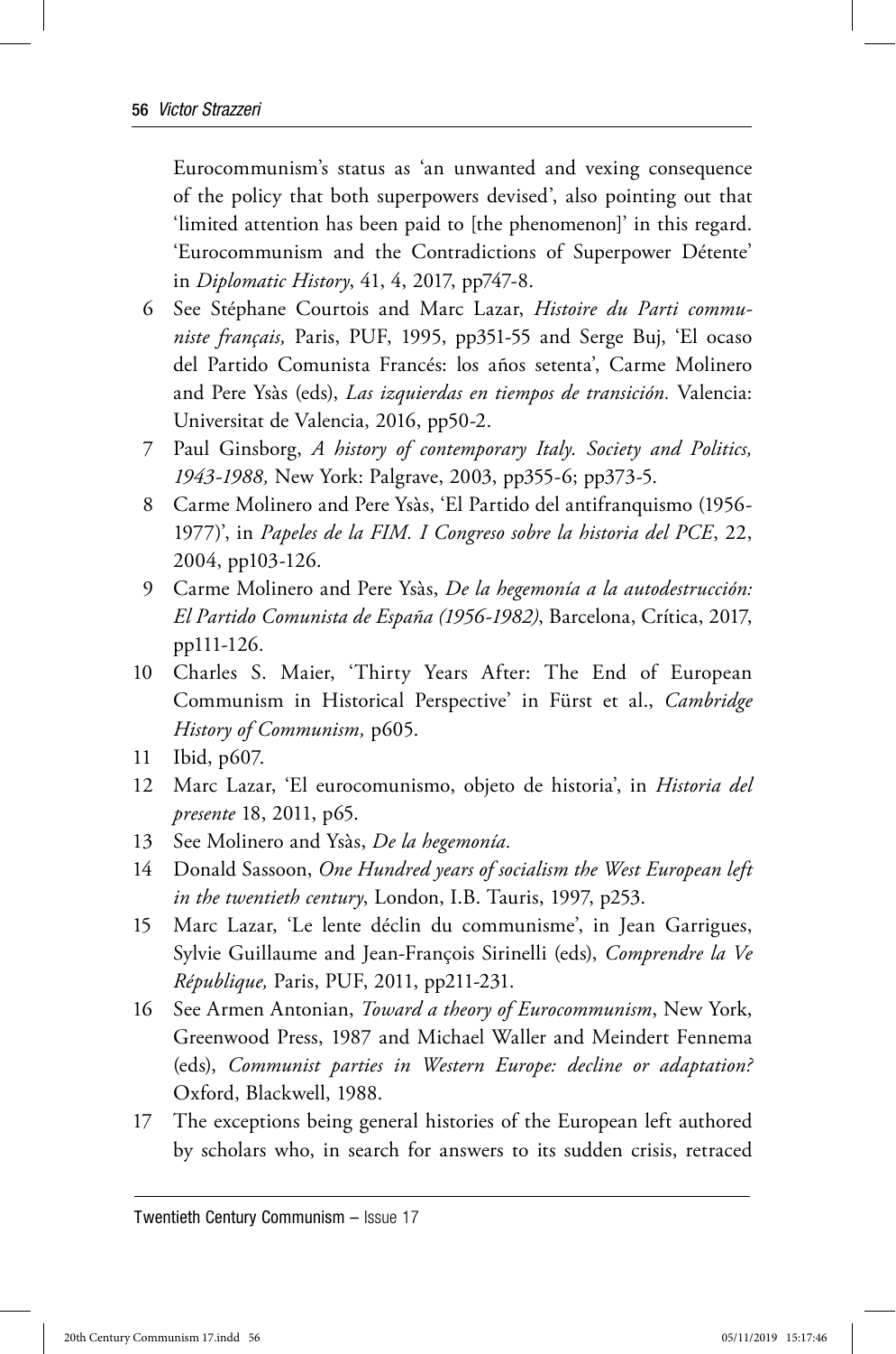Eurocommunism's status as 'an unwanted and vexing consequence of the policy that both superpowers devised', also pointing out that 'limited attention has been paid to [the phenomenon]' in this regard. 'Eurocommunism and the Contradictions of Superpower Détente' in *Diplomatic History*, 41, 4, 2017, pp747-8.

6 See Stéphane Courtois and Marc Lazar, *Histoire du Parti communiste français,* Paris, PUF, 1995, pp351-55 and Serge Buj, 'El ocaso del Partido Comunista Francés: los años setenta', Carme Molinero and Pere Ysàs (eds), *Las izquierdas en tiempos de transición*. Valencia: Universitat de Valencia, 2016, pp50-2.

7 Paul Ginsborg, *A history of contemporary Italy. Society and Politics, 1943-1988,* New York: Palgrave, 2003, pp355-6; pp373-5.

8 Carme Molinero and Pere Ysàs, 'El Partido del antifranquismo (1956-1977)', in *Papeles de la FIM. I Congreso sobre la historia del PCE*, 22, 2004, pp103-126.

9 Carme Molinero and Pere Ysàs, *De la hegemonía a la autodestrucción: El Partido Comunista de España (1956-1982)*, Barcelona, Crítica, 2017, pp111-126.

10 Charles S. Maier, 'Thirty Years After: The End of European Communism in Historical Perspective' in Fürst et al., *Cambridge History of Communism,* p605.

11 Ibid, p607.

12 Marc Lazar, 'El eurocomunismo, objeto de historia', in *Historia del presente* 18, 2011, p65.

13 See Molinero and Ysàs, *De la hegemonía*.

14 Donald Sassoon, *One Hundred years of socialism the West European left in the twentieth century*, London, I.B. Tauris, 1997, p253.

15 Marc Lazar, 'Le lente déclin du communisme', in Jean Garrigues, Sylvie Guillaume and Jean-François Sirinelli (eds), *Comprendre la Ve République,* Paris, PUF, 2011, pp211-231.

16 See Armen Antonian, *Toward a theory of Eurocommunism*, New York, Greenwood Press, 1987 and Michael Waller and Meindert Fennema (eds), *Communist parties in Western Europe: decline or adaptation?* Oxford, Blackwell, 1988.

17 The exceptions being general histories of the European left authored by scholars who, in search for answers to its sudden crisis, retraced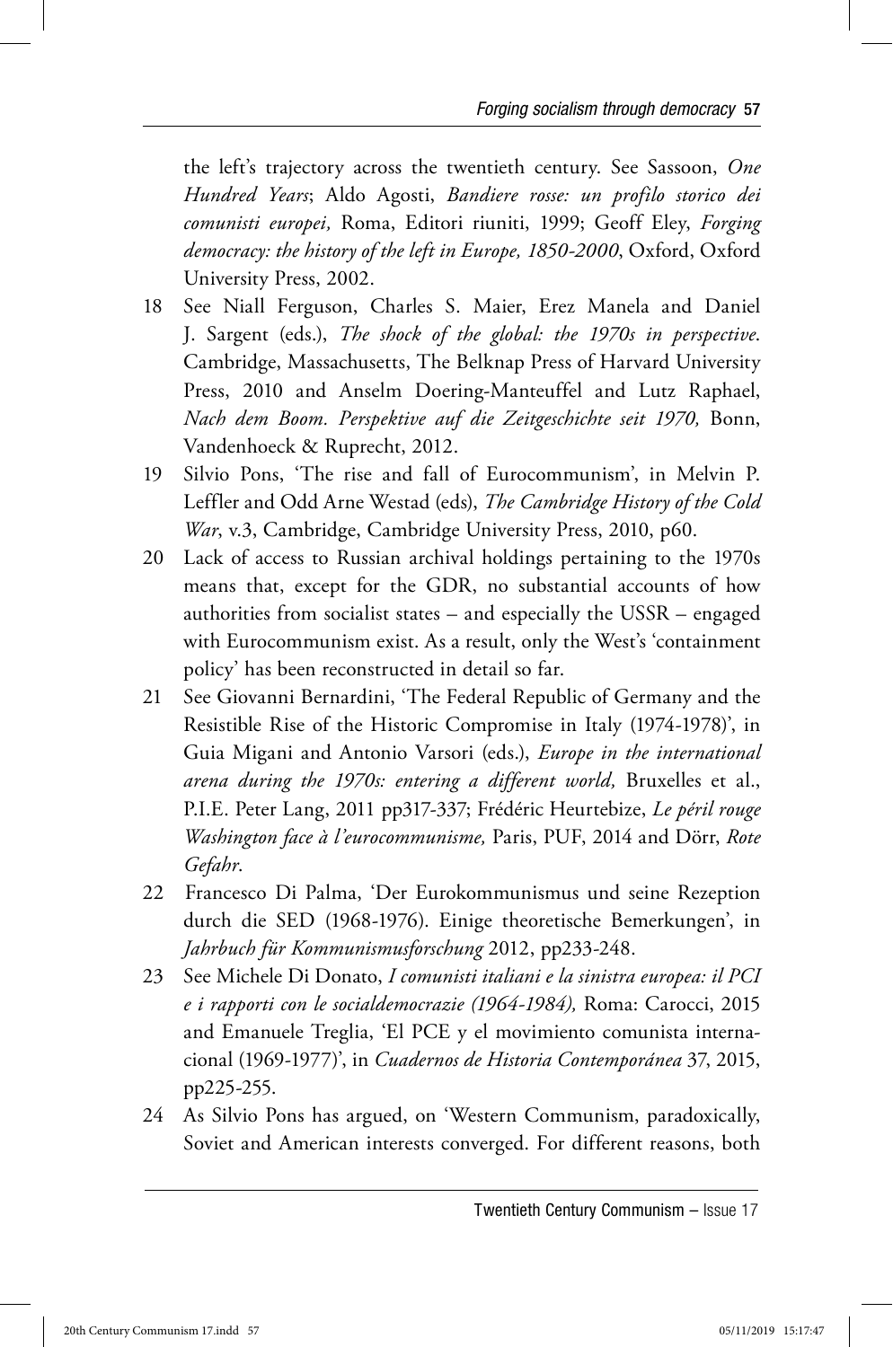the left's trajectory across the twentieth century. See Sassoon, *One Hundred Years*; Aldo Agosti, *Bandiere rosse: un profilo storico dei comunisti europei,* Roma, Editori riuniti, 1999; Geoff Eley, *Forging democracy: the history of the left in Europe, 1850-2000*, Oxford, Oxford University Press, 2002.

18 See Niall Ferguson, Charles S. Maier, Erez Manela and Daniel J. Sargent (eds.), *The shock of the global: the 1970s in perspective*. Cambridge, Massachusetts, The Belknap Press of Harvard University Press, 2010 and Anselm Doering-Manteuffel and Lutz Raphael, *Nach dem Boom. Perspektive auf die Zeitgeschichte seit 1970,* Bonn, Vandenhoeck & Ruprecht, 2012.

19 Silvio Pons, 'The rise and fall of Eurocommunism', in Melvin P. Leffler and Odd Arne Westad (eds), *The Cambridge History of the Cold War*, v.3, Cambridge, Cambridge University Press, 2010, p60.

20 Lack of access to Russian archival holdings pertaining to the 1970s means that, except for the GDR, no substantial accounts of how authorities from socialist states – and especially the USSR – engaged with Eurocommunism exist. As a result, only the West's 'containment policy' has been reconstructed in detail so far.

21 See Giovanni Bernardini, 'The Federal Republic of Germany and the Resistible Rise of the Historic Compromise in Italy (1974-1978)', in Guia Migani and Antonio Varsori (eds.), *Europe in the international arena during the 1970s: entering a different world,* Bruxelles et al., P.I.E. Peter Lang, 2011 pp317-337; Frédéric Heurtebize, *Le péril rouge Washington face à l'eurocommunisme,* Paris, PUF, 2014 and Dörr, *Rote Gefahr*.

22 Francesco Di Palma, 'Der Eurokommunismus und seine Rezeption durch die SED (1968-1976). Einige theoretische Bemerkungen', in *Jahrbuch für Kommunismusforschung* 2012, pp233-248.

23 See Michele Di Donato, *I comunisti italiani e la sinistra europea: il PCI e i rapporti con le socialdemocrazie (1964-1984),* Roma: Carocci, 2015 and Emanuele Treglia, 'El PCE y el movimiento comunista internacional (1969-1977)', in *Cuadernos de Historia Contemporánea* 37, 2015, pp225-255.

24 As Silvio Pons has argued, on 'Western Communism, paradoxically, Soviet and American interests converged. For different reasons, both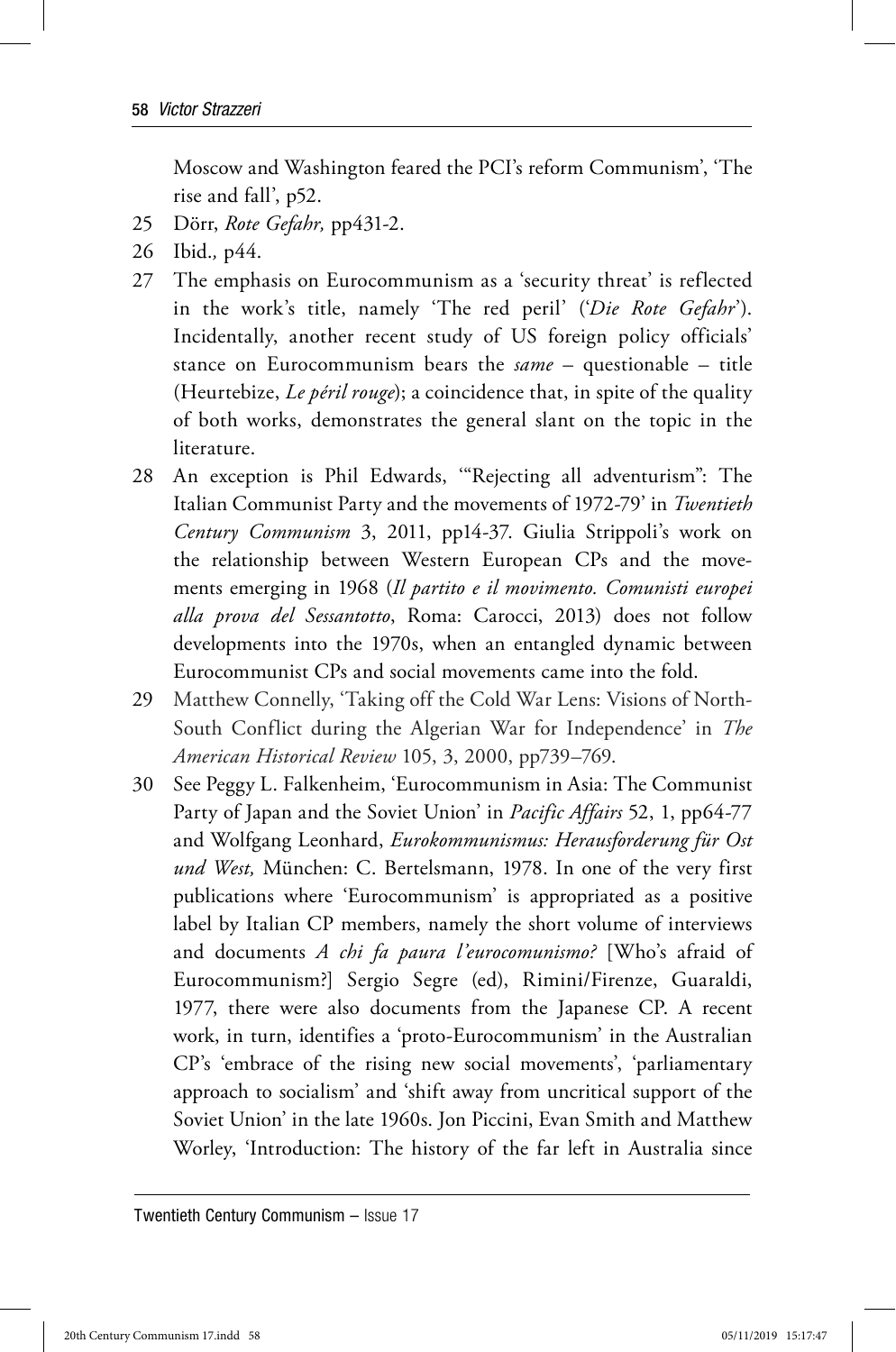Moscow and Washington feared the PCI's reform Communism', 'The rise and fall', p52.

25 Dörr, *Rote Gefahr,* pp431-2.

26 Ibid.*,* p44.

27 The emphasis on Eurocommunism as a 'security threat' is reflected in the work's title, namely 'The red peril' ('*Die Rote Gefahr*'). Incidentally, another recent study of US foreign policy officials' stance on Eurocommunism bears the *same* – questionable – title (Heurtebize, *Le péril rouge*); a coincidence that, in spite of the quality of both works, demonstrates the general slant on the topic in the literature.

28 An exception is Phil Edwards, '"Rejecting all adventurism": The Italian Communist Party and the movements of 1972-79' in *Twentieth Century Communism* 3, 2011, pp14-37. Giulia Strippoli's work on the relationship between Western European CPs and the movements emerging in 1968 (*Il partito e il movimento. Comunisti europei alla prova del Sessantotto*, Roma: Carocci, 2013) does not follow developments into the 1970s, when an entangled dynamic between Eurocommunist CPs and social movements came into the fold.

29 Matthew Connelly, 'Taking off the Cold War Lens: Visions of North-South Conflict during the Algerian War for Independence' in *The American Historical Review* 105, 3, 2000, pp739–769.

30 See Peggy L. Falkenheim, 'Eurocommunism in Asia: The Communist Party of Japan and the Soviet Union' in *Pacific Affairs* 52, 1, pp64-77 and Wolfgang Leonhard, *Eurokommunismus: Herausforderung für Ost und West,* München: C. Bertelsmann, 1978. In one of the very first publications where 'Eurocommunism' is appropriated as a positive label by Italian CP members, namely the short volume of interviews and documents *A chi fa paura l'eurocomunismo?* [Who's afraid of Eurocommunism?] Sergio Segre (ed), Rimini/Firenze, Guaraldi, 1977, there were also documents from the Japanese CP. A recent work, in turn, identifies a 'proto-Eurocommunism' in the Australian CP's 'embrace of the rising new social movements', 'parliamentary approach to socialism' and 'shift away from uncritical support of the Soviet Union' in the late 1960s. Jon Piccini, Evan Smith and Matthew Worley, 'Introduction: The history of the far left in Australia since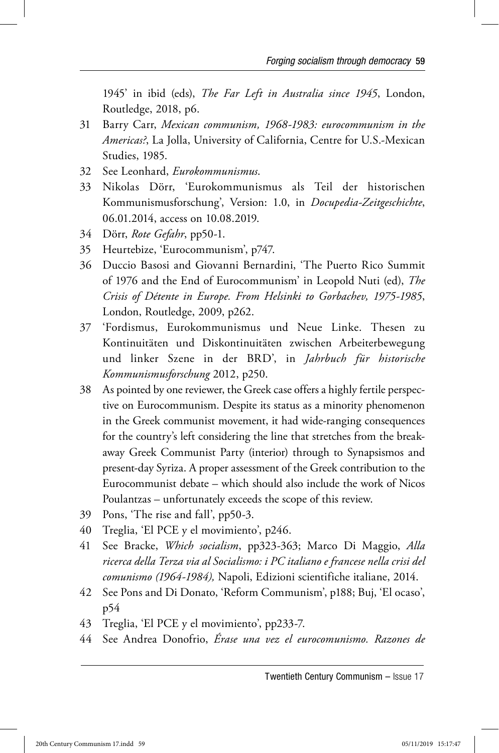1945' in ibid (eds), *The Far Left in Australia since 1945*, London, Routledge, 2018, p6.

31 Barry Carr, *Mexican communism, 1968-1983: eurocommunism in the Americas?*, La Jolla, University of California, Centre for U.S.-Mexican Studies, 1985.

32 See Leonhard, *Eurokommunismus*.

33 Nikolas Dörr, 'Eurokommunismus als Teil der historischen Kommunismusforschung', Version: 1.0, in *Docupedia-Zeitgeschichte*, 06.01.2014, access on 10.08.2019.

34 Dörr, *Rote Gefahr*, pp50-1.

35 Heurtebize, 'Eurocommunism', p747.

36 Duccio Basosi and Giovanni Bernardini, 'The Puerto Rico Summit of 1976 and the End of Eurocommunism' in Leopold Nuti (ed), *The Crisis of Détente in Europe. From Helsinki to Gorbachev, 1975-1985*, London, Routledge, 2009, p262.

37 'Fordismus, Eurokommunismus und Neue Linke. Thesen zu Kontinuitäten und Diskontinuitäten zwischen Arbeiterbewegung und linker Szene in der BRD', in *Jahrbuch für historische Kommunismusforschung* 2012, p250.

38 As pointed by one reviewer, the Greek case offers a highly fertile perspective on Eurocommunism. Despite its status as a minority phenomenon in the Greek communist movement, it had wide-ranging consequences for the country's left considering the line that stretches from the breakaway Greek Communist Party (interior) through to Synapsismos and present-day Syriza. A proper assessment of the Greek contribution to the Eurocommunist debate – which should also include the work of Nicos Poulantzas – unfortunately exceeds the scope of this review.

39 Pons, 'The rise and fall', pp50-3.

40 Treglia, 'El PCE y el movimiento', p246.

41 See Bracke, *Which socialism*, pp323-363; Marco Di Maggio, *Alla ricerca della Terza via al Socialismo: i PC italiano e francese nella crisi del comunismo (1964-1984),* Napoli, Edizioni scientifiche italiane, 2014.

42 See Pons and Di Donato, 'Reform Communism', p188; Buj, 'El ocaso', p54

43 Treglia, 'El PCE y el movimiento', pp233-7.

44 See Andrea Donofrio, *Érase una vez el eurocomunismo. Razones de*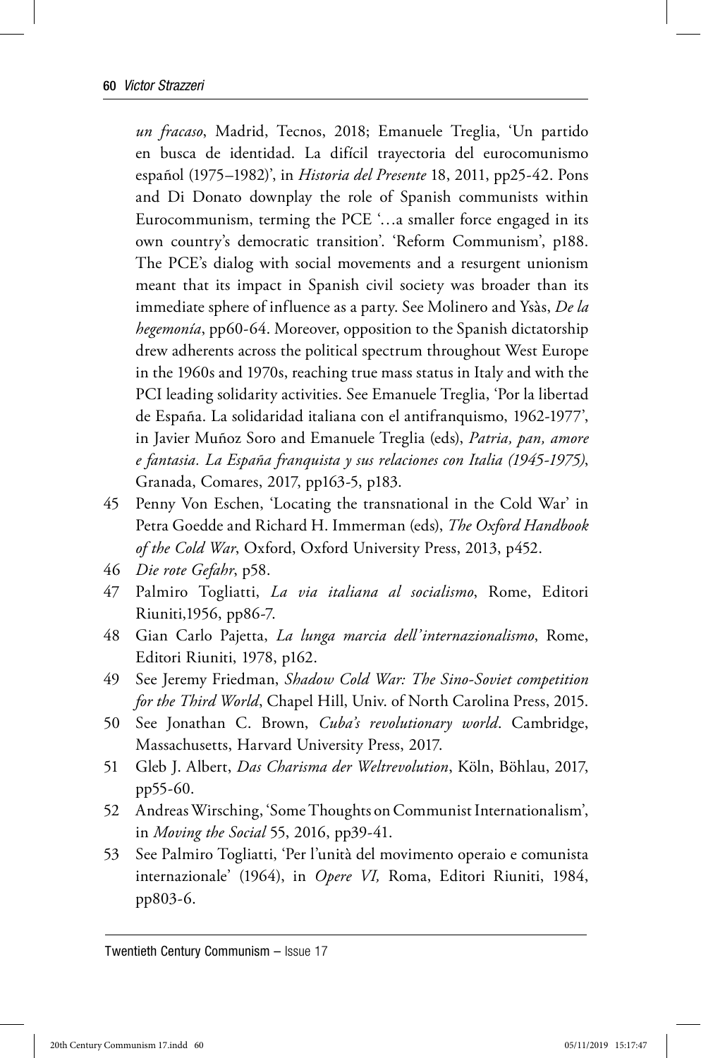*un fracaso*, Madrid, Tecnos, 2018; Emanuele Treglia, 'Un partido en busca de identidad. La difícil trayectoria del eurocomunismo español (1975–1982)', in *Historia del Presente* 18, 2011, pp25-42. Pons and Di Donato downplay the role of Spanish communists within Eurocommunism, terming the PCE '…a smaller force engaged in its own country's democratic transition'. 'Reform Communism', p188. The PCE's dialog with social movements and a resurgent unionism meant that its impact in Spanish civil society was broader than its immediate sphere of influence as a party. See Molinero and Ysàs, *De la hegemonía*, pp60-64. Moreover, opposition to the Spanish dictatorship drew adherents across the political spectrum throughout West Europe in the 1960s and 1970s, reaching true mass status in Italy and with the PCI leading solidarity activities. See Emanuele Treglia, 'Por la libertad de España. La solidaridad italiana con el antifranquismo, 1962-1977', in Javier Muñoz Soro and Emanuele Treglia (eds), *Patria, pan, amore e fantasia. La España franquista y sus relaciones con Italia (1945-1975)*, Granada, Comares, 2017, pp163-5, p183.

45 Penny Von Eschen, 'Locating the transnational in the Cold War' in Petra Goedde and Richard H. Immerman (eds), *The Oxford Handbook of the Cold War*, Oxford, Oxford University Press, 2013, p452.

46 *Die rote Gefahr*, p58.

47 Palmiro Togliatti, *La via italiana al socialismo*, Rome, Editori Riuniti,1956, pp86-7.

48 Gian Carlo Pajetta, *La lunga marcia dell'internazionalismo*, Rome, Editori Riuniti, 1978, p162.

49 See Jeremy Friedman, *Shadow Cold War: The Sino-Soviet competition for the Third World*, Chapel Hill, Univ. of North Carolina Press, 2015.

50 See Jonathan C. Brown, *Cuba's revolutionary world*. Cambridge, Massachusetts, Harvard University Press, 2017.

51 Gleb J. Albert, *Das Charisma der Weltrevolution*, Köln, Böhlau, 2017, pp55-60.

52 Andreas Wirsching, 'Some Thoughts on Communist Internationalism', in *Moving the Social* 55, 2016, pp39-41.

53 See Palmiro Togliatti, 'Per l'unità del movimento operaio e comunista internazionale' (1964), in *Opere VI,* Roma, Editori Riuniti, 1984, pp803-6.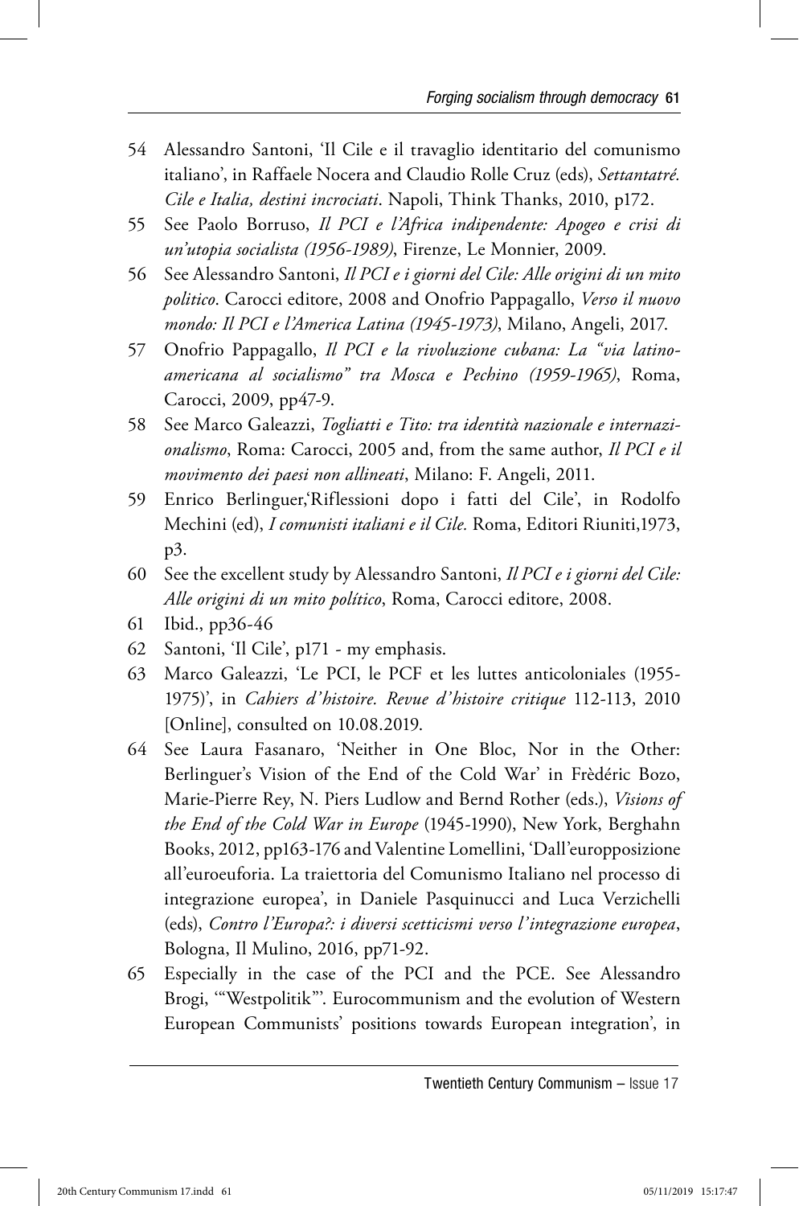54 Alessandro Santoni, 'Il Cile e il travaglio identitario del comunismo italiano', in Raffaele Nocera and Claudio Rolle Cruz (eds), *Settantatré. Cile e Italia, destini incrociati*. Napoli, Think Thanks, 2010, p172.

55 See Paolo Borruso, *Il PCI e l'Africa indipendente: Apogeo e crisi di un'utopia socialista (1956-1989)*, Firenze, Le Monnier, 2009.

56 See Alessandro Santoni, *Il PCI e i giorni del Cile: Alle origini di un mito politico*. Carocci editore, 2008 and Onofrio Pappagallo, *Verso il nuovo mondo: Il PCI e l'America Latina (1945-1973)*, Milano, Angeli, 2017.

57 Onofrio Pappagallo, *Il PCI e la rivoluzione cubana: La "via latino-americana al socialismo" tra Mosca e Pechino (1959-1965)*, Roma, Carocci, 2009, pp47-9.

58 See Marco Galeazzi, *Togliatti e Tito: tra identità nazionale e internazionalismo*, Roma: Carocci, 2005 and, from the same author, *Il PCI e il movimento dei paesi non allineati*, Milano: F. Angeli, 2011.

59 Enrico Berlinguer,'Riflessioni dopo i fatti del Cile', in Rodolfo Mechini (ed), *I comunisti italiani e il Cile.* Roma, Editori Riuniti,1973, p3.

60 See the excellent study by Alessandro Santoni, *Il PCI e i giorni del Cile: Alle origini di un mito político*, Roma, Carocci editore, 2008.

61 Ibid., pp36-46

62 Santoni, 'Il Cile', p171 - my emphasis.

63 Marco Galeazzi, 'Le PCI, le PCF et les luttes anticoloniales (1955-1975)', in *Cahiers d'histoire. Revue d'histoire critique* 112-113, 2010 [Online], consulted on 10.08.2019.

64 See Laura Fasanaro, 'Neither in One Bloc, Nor in the Other: Berlinguer's Vision of the End of the Cold War' in Frèdéric Bozo, Marie-Pierre Rey, N. Piers Ludlow and Bernd Rother (eds.), *Visions of the End of the Cold War in Europe* (1945-1990), New York, Berghahn Books, 2012, pp163-176 and Valentine Lomellini, 'Dall'euroopposizione all'euroeuforia. La traiettoria del Comunismo Italiano nel processo di integrazione europea', in Daniele Pasquinucci and Luca Verzichelli (eds), *Contro l'Europa?: i diversi scetticismi verso l'integrazione europea*, Bologna, Il Mulino, 2016, pp71-92.

65 Especially in the case of the PCI and the PCE. See Alessandro Brogi, '"Westpolitik"'. Eurocommunism and the evolution of Western European Communists' positions towards European integration', in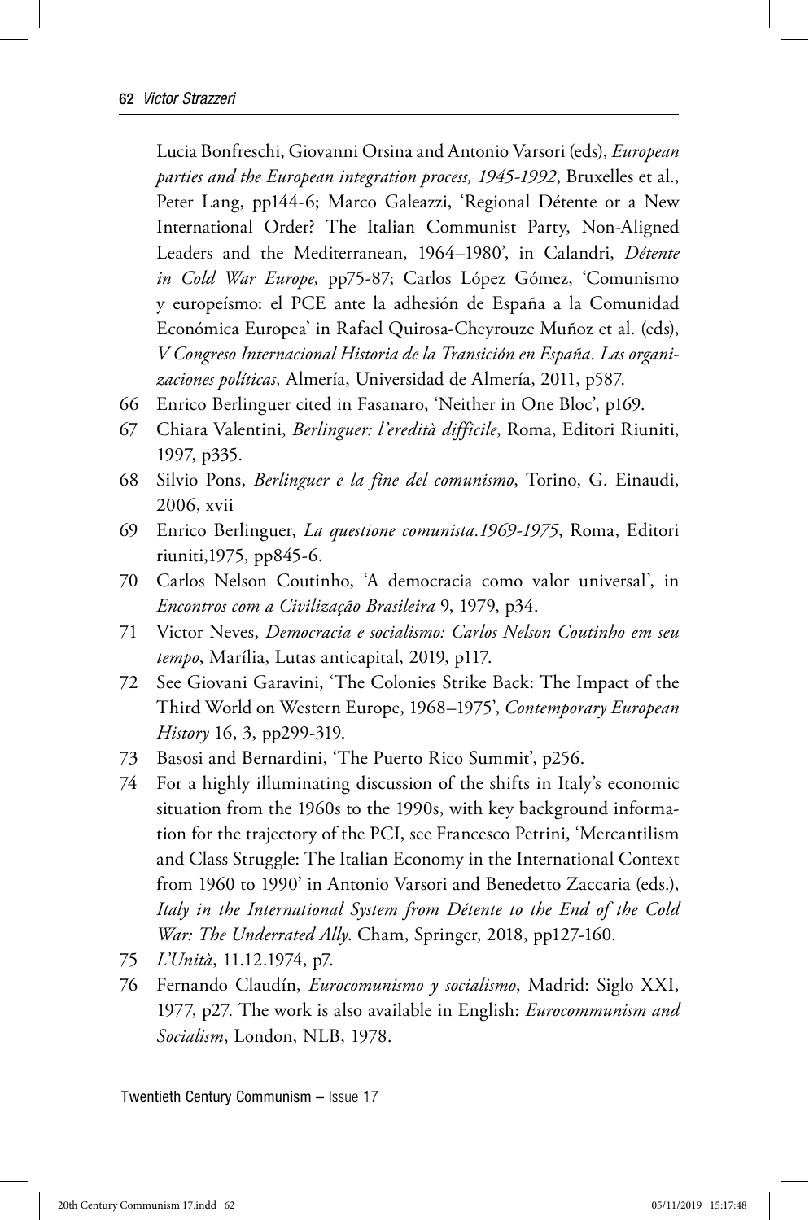Lucia Bonfreschi, Giovanni Orsina and Antonio Varsori (eds), *European parties and the European integration process, 1945-1992*, Bruxelles et al., Peter Lang, pp144-6; Marco Galeazzi, 'Regional Détente or a New International Order? The Italian Communist Party, Non-Aligned Leaders and the Mediterranean, 1964–1980', in Calandri, *Détente in Cold War Europe,* pp75-87; Carlos López Gómez, 'Comunismo y europeísmo: el PCE ante la adhesión de España a la Comunidad Económica Europea' in Rafael Quirosa-Cheyrouze Muñoz et al. (eds), *V Congreso Internacional Historia de la Transición en España. Las organizaciones políticas,* Almería, Universidad de Almería, 2011, p587.

66 Enrico Berlinguer cited in Fasanaro, 'Neither in One Bloc', p169.

67 Chiara Valentini, *Berlinguer: l'eredità difficile*, Roma, Editori Riuniti, 1997, p335.

68 Silvio Pons, *Berlinguer e la fine del comunismo*, Torino, G. Einaudi, 2006, xvii

69 Enrico Berlinguer, *La questione comunista.1969-1975*, Roma, Editori riuniti,1975, pp845-6.

70 Carlos Nelson Coutinho, 'A democracia como valor universal', in *Encontros com a Civilização Brasileira* 9, 1979, p34.

71 Victor Neves, *Democracia e socialismo: Carlos Nelson Coutinho em seu tempo*, Marília, Lutas anticapital, 2019, p117.

72 See Giovani Garavini, 'The Colonies Strike Back: The Impact of the Third World on Western Europe, 1968–1975', *Contemporary European History* 16, 3, pp299-319.

73 Basosi and Bernardini, 'The Puerto Rico Summit', p256.

74 For a highly illuminating discussion of the shifts in Italy's economic situation from the 1960s to the 1990s, with key background information for the trajectory of the PCI, see Francesco Petrini, 'Mercantilism and Class Struggle: The Italian Economy in the International Context from 1960 to 1990' in Antonio Varsori and Benedetto Zaccaria (eds.), *Italy in the International System from Détente to the End of the Cold War: The Underrated Ally*. Cham, Springer, 2018, pp127-160.

75 *L'Unità*, 11.12.1974, p7.

76 Fernando Claudín, *Eurocomunismo y socialismo*, Madrid: Siglo XXI, 1977, p27. The work is also available in English: *Eurocommunism and Socialism*, London, NLB, 1978.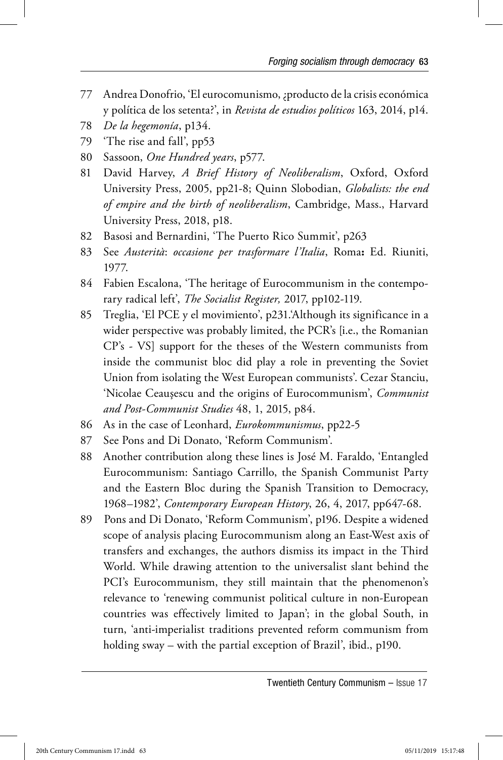77 Andrea Donofrio, 'El eurocomunismo, ¿producto de la crisis económica y política de los setenta?', in *Revista de estudios políticos* 163, 2014, p14.

78 *De la hegemonía*, p134.

79 'The rise and fall', pp53

80 Sassoon, *One Hundred years*, p577.

81 David Harvey, *A Brief History of Neoliberalism*, Oxford, Oxford University Press, 2005, pp21-8; Quinn Slobodian, *Globalists: the end of empire and the birth of neoliberalism*, Cambridge, Mass., Harvard University Press, 2018, p18.

82 Basosi and Bernardini, 'The Puerto Rico Summit', p263

83 See *Austerità*: *occasione per trasformare l'Italia*, Roma**:** Ed. Riuniti, 1977.

84 Fabien Escalona, 'The heritage of Eurocommunism in the contemporary radical left', *The Socialist Register,* 2017, pp102-119.

85 Treglia, 'El PCE y el movimiento', p231.'Although its significance in a wider perspective was probably limited, the PCR's [i.e., the Romanian CP's - VS] support for the theses of the Western communists from inside the communist bloc did play a role in preventing the Soviet Union from isolating the West European communists'. Cezar Stanciu, 'Nicolae Ceaușescu and the origins of Eurocommunism', *Communist and Post-Communist Studies* 48, 1, 2015, p84.

86 As in the case of Leonhard, *Eurokommunismus*, pp22-5

87 See Pons and Di Donato, 'Reform Communism'.

88 Another contribution along these lines is José M. Faraldo, 'Entangled Eurocommunism: Santiago Carrillo, the Spanish Communist Party and the Eastern Bloc during the Spanish Transition to Democracy, 1968–1982', *Contemporary European History*, 26, 4, 2017, pp647-68.

89 Pons and Di Donato, 'Reform Communism', p196. Despite a widened scope of analysis placing Eurocommunism along an East-West axis of transfers and exchanges, the authors dismiss its impact in the Third World. While drawing attention to the universalist slant behind the PCI's Eurocommunism, they still maintain that the phenomenon's relevance to 'renewing communist political culture in non-European countries was effectively limited to Japan'; in the global South, in turn, 'anti-imperialist traditions prevented reform communism from holding sway – with the partial exception of Brazil', ibid., p190.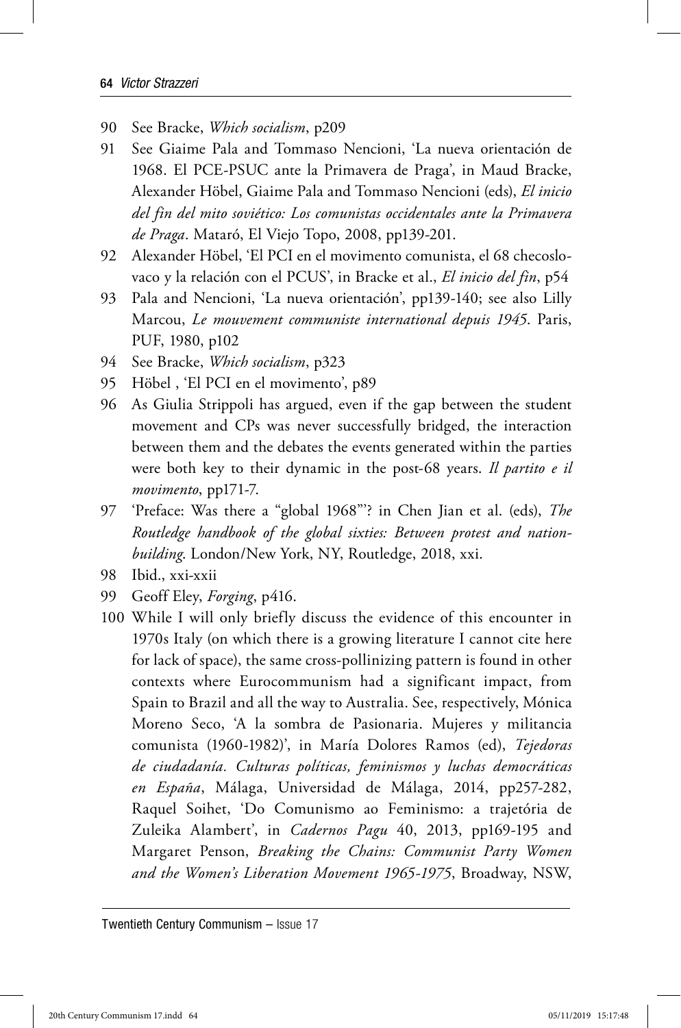90 See Bracke, *Which socialism*, p209

91 See Giaime Pala and Tommaso Nencioni, 'La nueva orientación de 1968. El PCE-PSUC ante la Primavera de Praga', in Maud Bracke, Alexander Höbel, Giaime Pala and Tommaso Nencioni (eds), *El inicio del fin del mito soviético: Los comunistas occidentales ante la Primavera de Praga*. Mataró, El Viejo Topo, 2008, pp139-201.

92 Alexander Höbel, 'El PCI en el movimento comunista, el 68 checoslovaco y la relación con el PCUS', in Bracke et al., *El inicio del fin*, p54

93 Pala and Nencioni, 'La nueva orientación', pp139-140; see also Lilly Marcou, *Le mouvement communiste international depuis 1945*. Paris, PUF, 1980, p102

94 See Bracke, *Which socialism*, p323

95 Höbel , 'El PCI en el movimento', p89

96 As Giulia Strippoli has argued, even if the gap between the student movement and CPs was never successfully bridged, the interaction between them and the debates the events generated within the parties were both key to their dynamic in the post-68 years. *Il partito e il movimento*, pp171-7.

97 'Preface: Was there a "global 1968"'? in Chen Jian et al. (eds), *The Routledge handbook of the global sixties: Between protest and nation-building*. London/New York, NY, Routledge, 2018, xxi.

98 Ibid., xxi-xxii

99 Geoff Eley, *Forging*, p416.

100 While I will only briefly discuss the evidence of this encounter in 1970s Italy (on which there is a growing literature I cannot cite here for lack of space), the same cross-pollinizing pattern is found in other contexts where Eurocommunism had a significant impact, from Spain to Brazil and all the way to Australia. See, respectively, Mónica Moreno Seco, 'A la sombra de Pasionaria. Mujeres y militancia comunista (1960-1982)', in María Dolores Ramos (ed), *Tejedoras de ciudadanía. Culturas políticas, feminismos y luchas democráticas en España*, Málaga, Universidad de Málaga, 2014, pp257-282, Raquel Soihet, 'Do Comunismo ao Feminismo: a trajetória de Zuleika Alambert', in *Cadernos Pagu* 40, 2013, pp169-195 and Margaret Penson, *Breaking the Chains: Communist Party Women and the Women's Liberation Movement 1965-1975*, Broadway, NSW,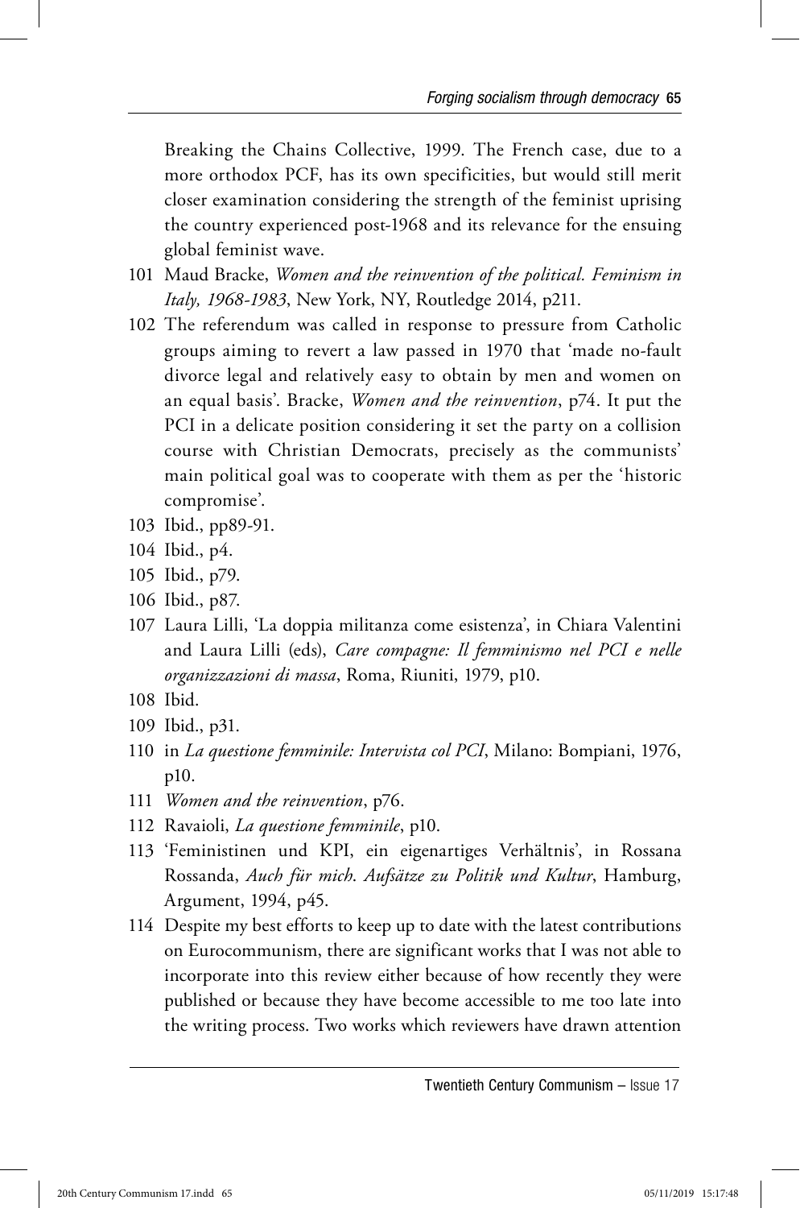Breaking the Chains Collective, 1999. The French case, due to a more orthodox PCF, has its own specificities, but would still merit closer examination considering the strength of the feminist uprising the country experienced post-1968 and its relevance for the ensuing global feminist wave.

101 Maud Bracke, *Women and the reinvention of the political. Feminism in Italy, 1968-1983*, New York, NY, Routledge 2014, p211.

102 The referendum was called in response to pressure from Catholic groups aiming to revert a law passed in 1970 that 'made no-fault divorce legal and relatively easy to obtain by men and women on an equal basis'. Bracke, *Women and the reinvention*, p74. It put the PCI in a delicate position considering it set the party on a collision course with Christian Democrats, precisely as the communists' main political goal was to cooperate with them as per the 'historic compromise'.

103 Ibid., pp89-91.

104 Ibid., p4.

105 Ibid., p79.

106 Ibid., p87.

107 Laura Lilli, 'La doppia militanza come esistenza', in Chiara Valentini and Laura Lilli (eds), *Care compagne: Il femminismo nel PCI e nelle organizzazioni di massa*, Roma, Riuniti, 1979, p10.

108 Ibid.

109 Ibid., p31.

110 in *La questione femminile: Intervista col PCI*, Milano: Bompiani, 1976, p10.

111 *Women and the reinvention*, p76.

112 Ravaioli, *La questione femminile*, p10.

113 'Feministinen und KPI, ein eigenartiges Verhältnis', in Rossana Rossanda, *Auch für mich. Aufsätze zu Politik und Kultur*, Hamburg, Argument, 1994, p45.

114 Despite my best efforts to keep up to date with the latest contributions on Eurocommunism, there are significant works that I was not able to incorporate into this review either because of how recently they were published or because they have become accessible to me too late into the writing process. Two works which reviewers have drawn attention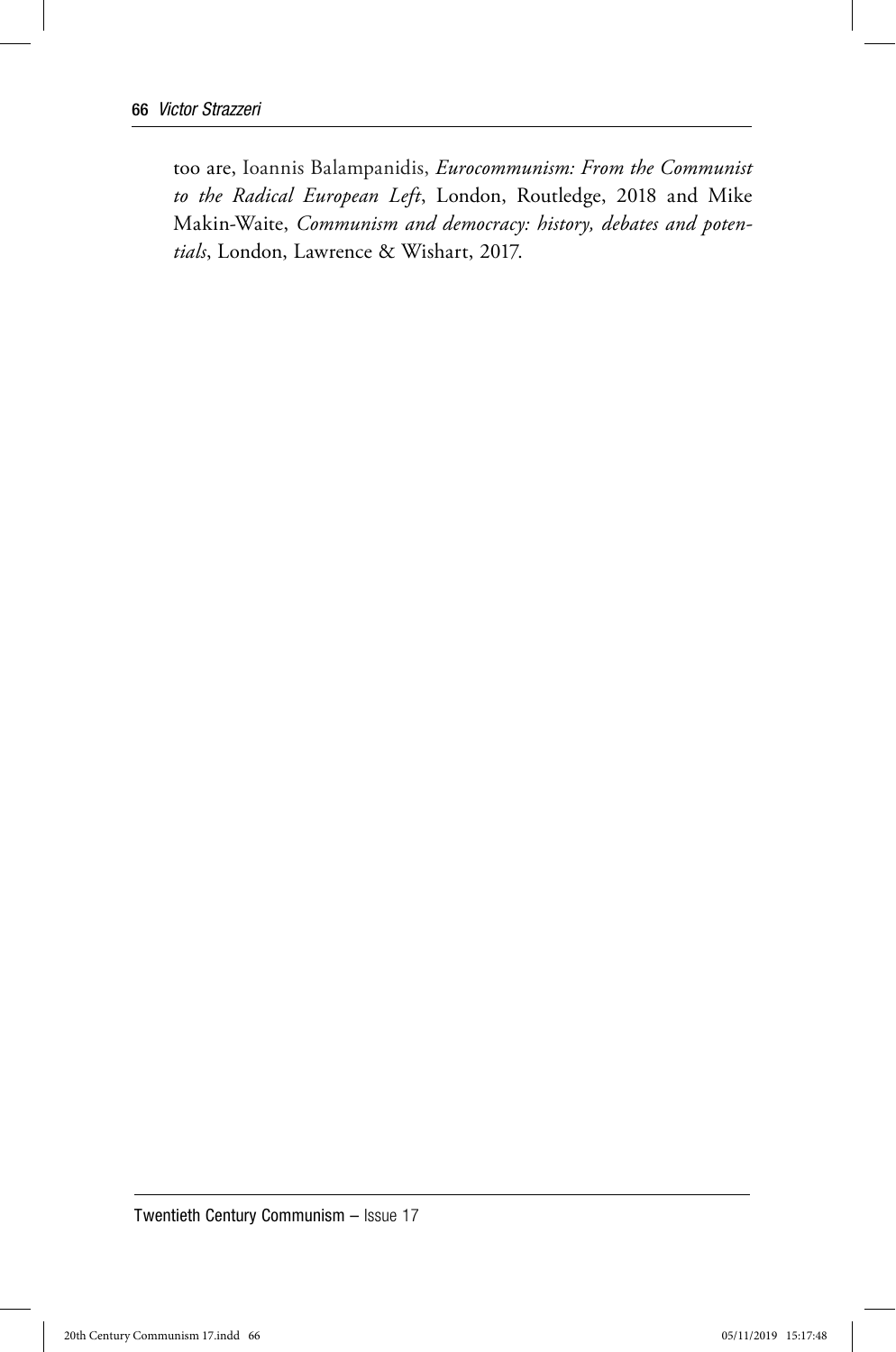too are, Ioannis Balampanidis, *Eurocommunism: From the Communist to the Radical European Left*, London, Routledge, 2018 and Mike Makin-Waite, *Communism and democracy: history, debates and potentials*, London, Lawrence & Wishart, 2017.